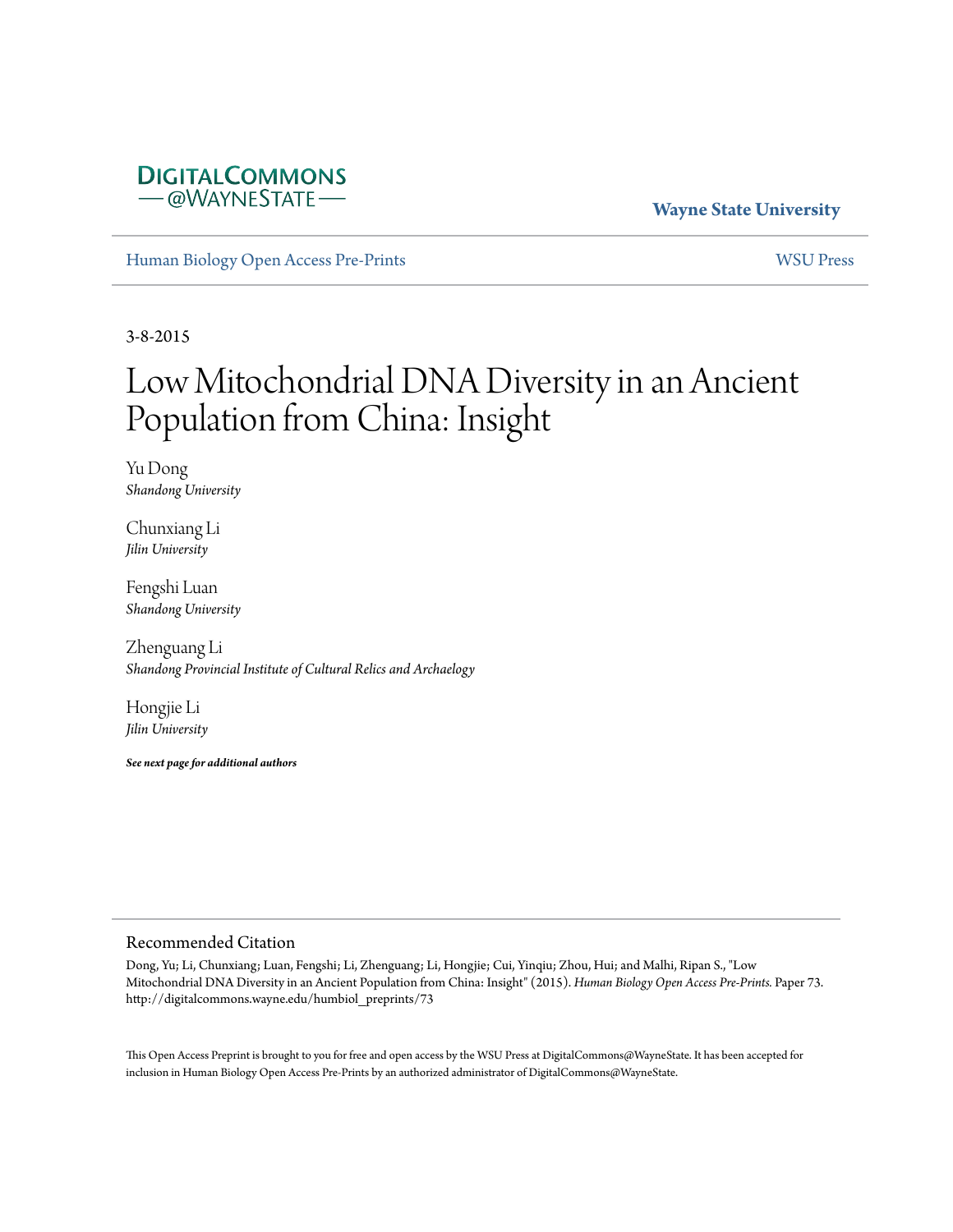DigitalCommons @WayneState

Wayne State University

Human Biology Open Access Pre-Prints

WSU Press

3-8-2015

# Low Mitochondrial DNA Diversity in an Ancient Population from China: Insight

Yu Dong
*Shandong University*

Chunxiang Li
*Jilin University*

Fengshi Luan
*Shandong University*

Zhenguang Li
*Shandong Provincial Institute of Cultural Relics and Archaelogy*

Hongjie Li
*Jilin University*

***See next page for additional authors***

## Recommended Citation

Dong, Yu; Li, Chunxiang; Luan, Fengshi; Li, Zhenguang; Li, Hongjie; Cui, Yinqiu; Zhou, Hui; and Malhi, Ripan S., "Low Mitochondrial DNA Diversity in an Ancient Population from China: Insight" (2015). *Human Biology Open Access Pre-Prints.* Paper 73.
http://digitalcommons.wayne.edu/humbiol_preprints/73

This Open Access Preprint is brought to you for free and open access by the WSU Press at DigitalCommons@WayneState. It has been accepted for inclusion in Human Biology Open Access Pre-Prints by an authorized administrator of DigitalCommons@WayneState.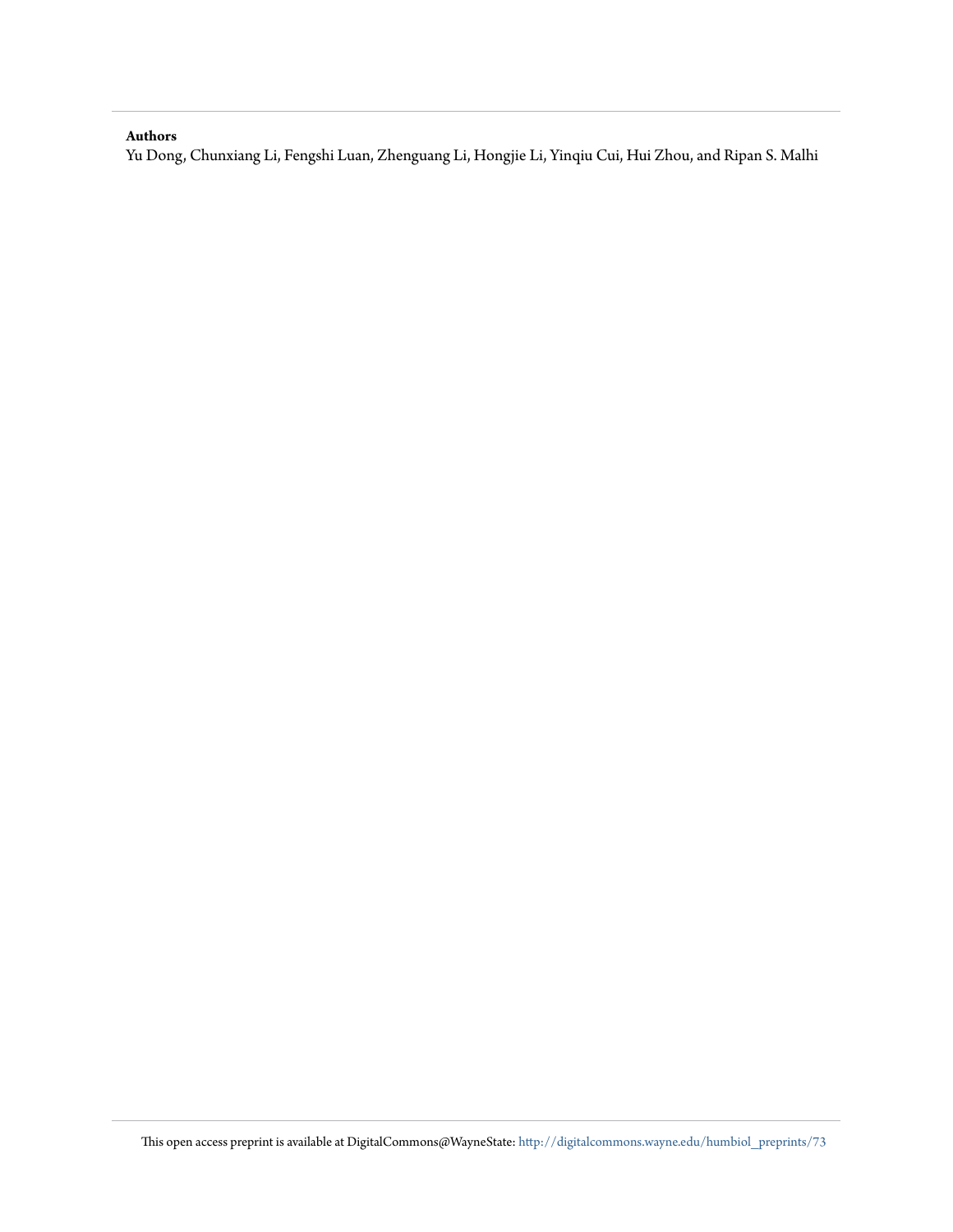**Authors**

Yu Dong, Chunxiang Li, Fengshi Luan, Zhenguang Li, Hongjie Li, Yinqiu Cui, Hui Zhou, and Ripan S. Malhi

This open access preprint is available at DigitalCommons@WayneState: http://digitalcommons.wayne.edu/humbiol_preprints/73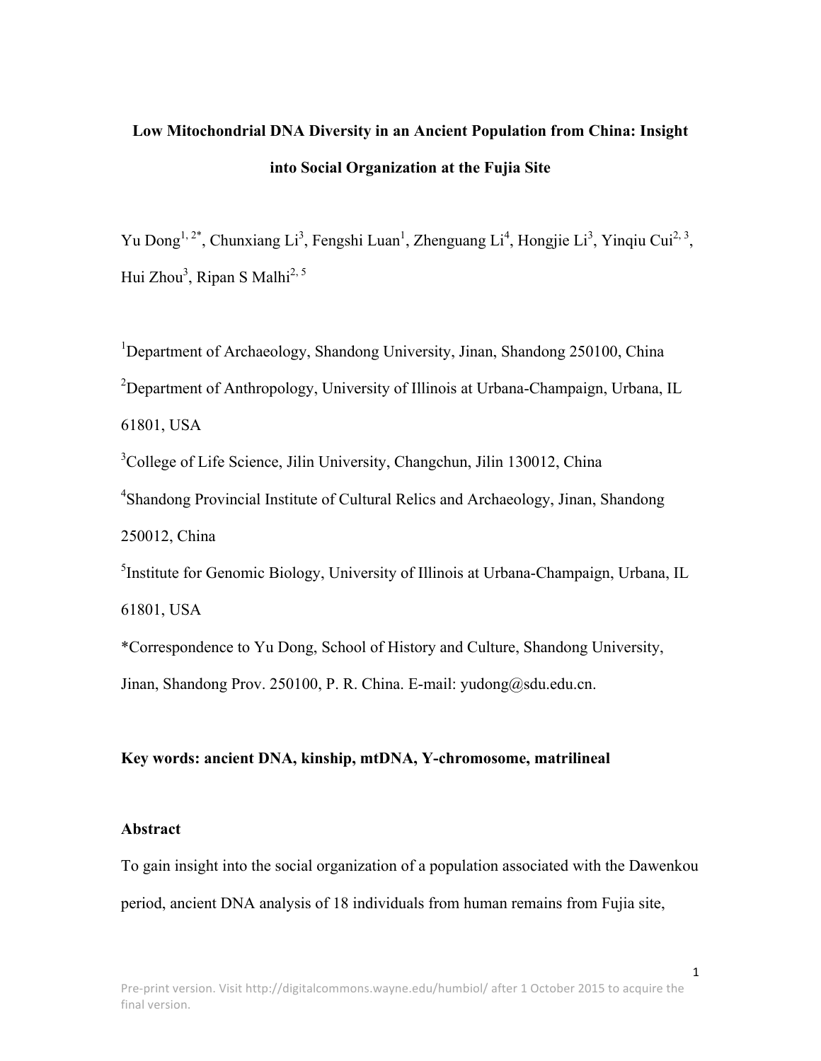**Low Mitochondrial DNA Diversity in an Ancient Population from China: Insight into Social Organization at the Fujia Site**

Yu Dong[1, 2*], Chunxiang Li[3], Fengshi Luan[1], Zhenguang Li[4], Hongjie Li[3], Yinqiu Cui[2, 3], Hui Zhou[3], Ripan S Malhi[2, 5]

[1]Department of Archaeology, Shandong University, Jinan, Shandong 250100, China

[2]Department of Anthropology, University of Illinois at Urbana-Champaign, Urbana, IL 61801, USA

[3]College of Life Science, Jilin University, Changchun, Jilin 130012, China

[4]Shandong Provincial Institute of Cultural Relics and Archaeology, Jinan, Shandong 250012, China

[5]Institute for Genomic Biology, University of Illinois at Urbana-Champaign, Urbana, IL 61801, USA

*Correspondence to Yu Dong, School of History and Culture, Shandong University, Jinan, Shandong Prov. 250100, P. R. China. E-mail: yudong@sdu.edu.cn.

**Key words: ancient DNA, kinship, mtDNA, Y-chromosome, matrilineal**

**Abstract**

To gain insight into the social organization of a population associated with the Dawenkou period, ancient DNA analysis of 18 individuals from human remains from Fujia site,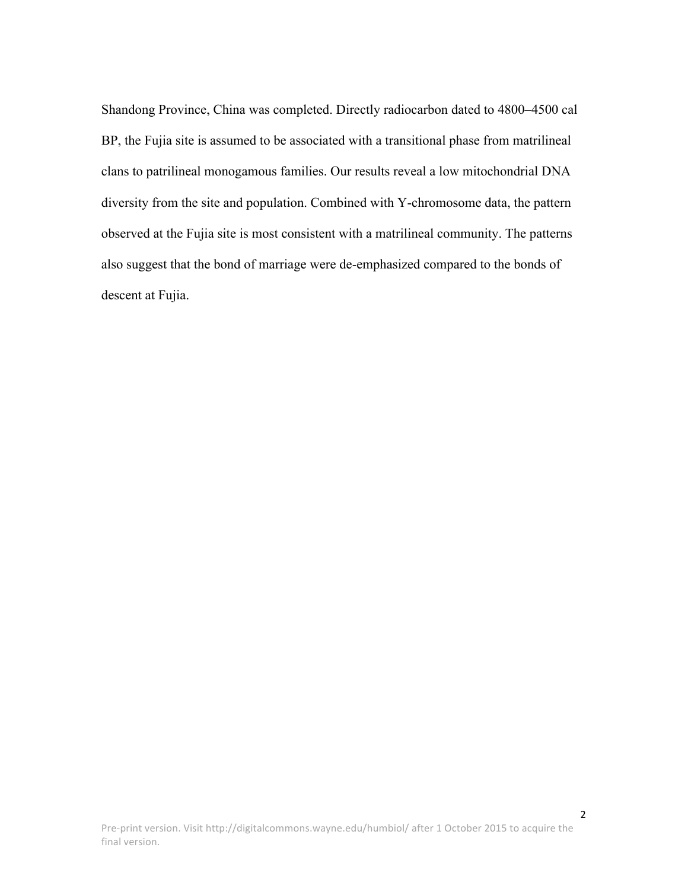Shandong Province, China was completed. Directly radiocarbon dated to 4800–4500 cal BP, the Fujia site is assumed to be associated with a transitional phase from matrilineal clans to patrilineal monogamous families. Our results reveal a low mitochondrial DNA diversity from the site and population. Combined with Y-chromosome data, the pattern observed at the Fujia site is most consistent with a matrilineal community. The patterns also suggest that the bond of marriage were de-emphasized compared to the bonds of descent at Fujia.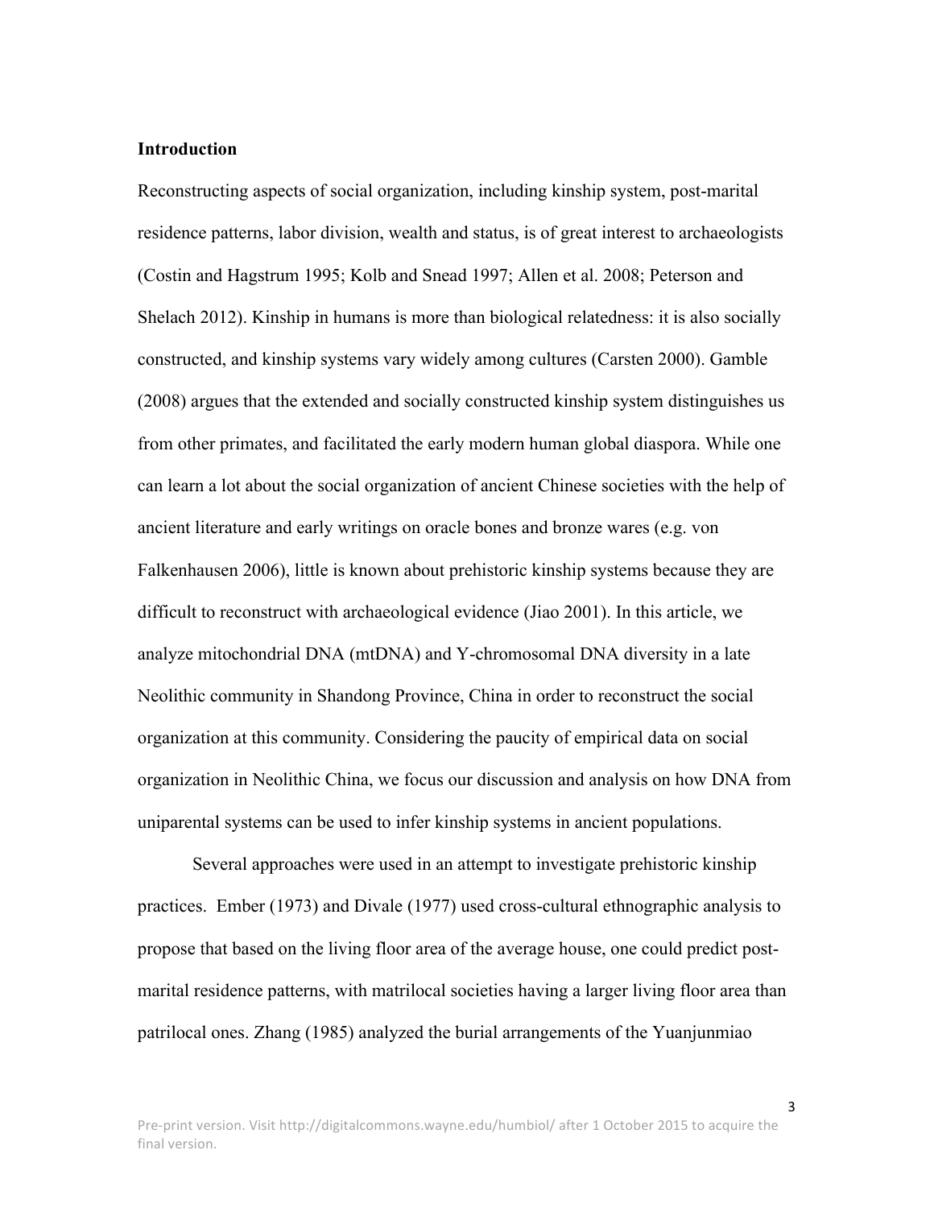## Introduction

Reconstructing aspects of social organization, including kinship system, post-marital residence patterns, labor division, wealth and status, is of great interest to archaeologists (Costin and Hagstrum 1995; Kolb and Snead 1997; Allen et al. 2008; Peterson and Shelach 2012). Kinship in humans is more than biological relatedness: it is also socially constructed, and kinship systems vary widely among cultures (Carsten 2000). Gamble (2008) argues that the extended and socially constructed kinship system distinguishes us from other primates, and facilitated the early modern human global diaspora. While one can learn a lot about the social organization of ancient Chinese societies with the help of ancient literature and early writings on oracle bones and bronze wares (e.g. von Falkenhausen 2006), little is known about prehistoric kinship systems because they are difficult to reconstruct with archaeological evidence (Jiao 2001). In this article, we analyze mitochondrial DNA (mtDNA) and Y-chromosomal DNA diversity in a late Neolithic community in Shandong Province, China in order to reconstruct the social organization at this community. Considering the paucity of empirical data on social organization in Neolithic China, we focus our discussion and analysis on how DNA from uniparental systems can be used to infer kinship systems in ancient populations.

Several approaches were used in an attempt to investigate prehistoric kinship practices. Ember (1973) and Divale (1977) used cross-cultural ethnographic analysis to propose that based on the living floor area of the average house, one could predict post-marital residence patterns, with matrilocal societies having a larger living floor area than patrilocal ones. Zhang (1985) analyzed the burial arrangements of the Yuanjunmiao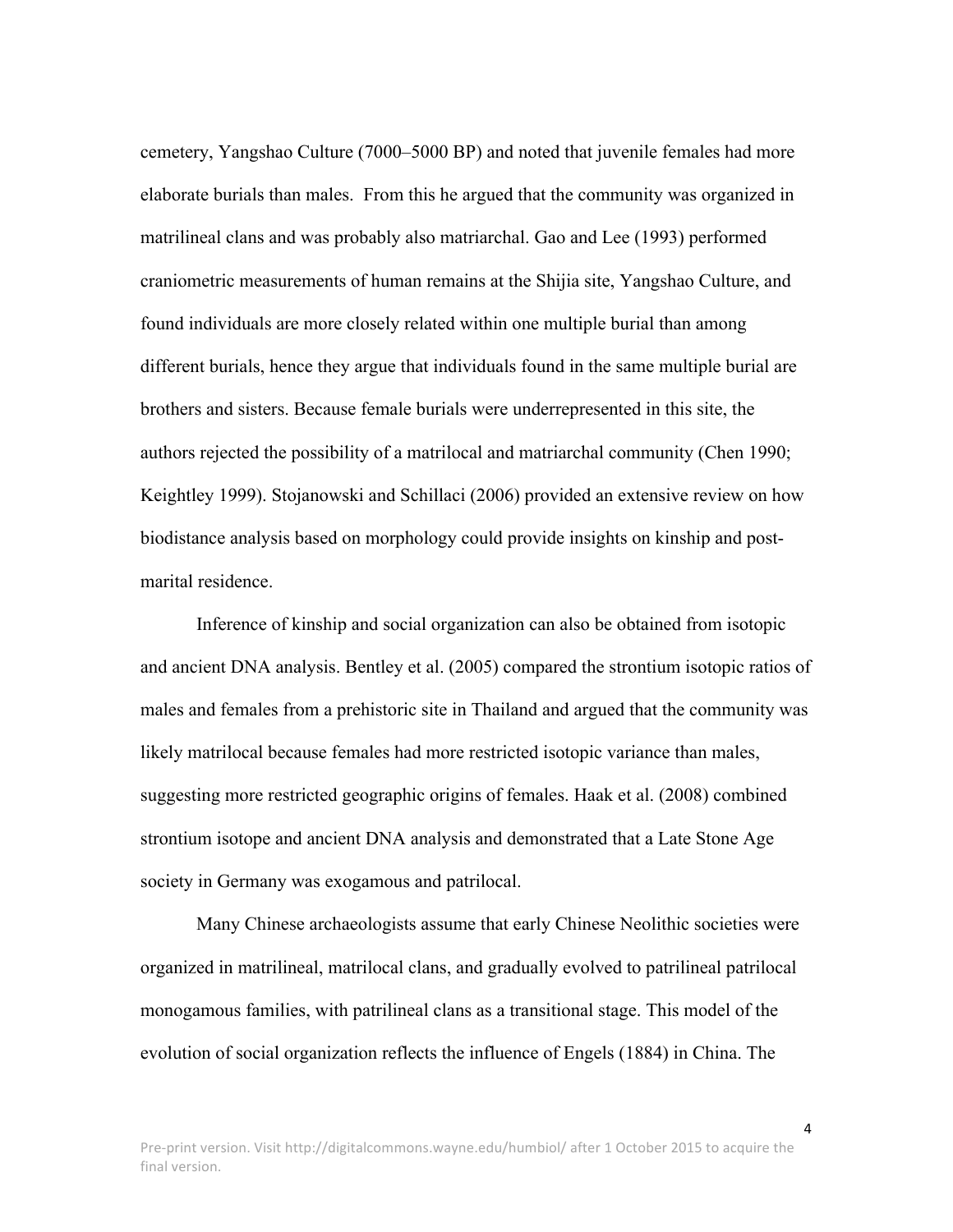cemetery, Yangshao Culture (7000–5000 BP) and noted that juvenile females had more elaborate burials than males. From this he argued that the community was organized in matrilineal clans and was probably also matriarchal. Gao and Lee (1993) performed craniometric measurements of human remains at the Shijia site, Yangshao Culture, and found individuals are more closely related within one multiple burial than among different burials, hence they argue that individuals found in the same multiple burial are brothers and sisters. Because female burials were underrepresented in this site, the authors rejected the possibility of a matrilocal and matriarchal community (Chen 1990; Keightley 1999). Stojanowski and Schillaci (2006) provided an extensive review on how biodistance analysis based on morphology could provide insights on kinship and post-marital residence.

Inference of kinship and social organization can also be obtained from isotopic and ancient DNA analysis. Bentley et al. (2005) compared the strontium isotopic ratios of males and females from a prehistoric site in Thailand and argued that the community was likely matrilocal because females had more restricted isotopic variance than males, suggesting more restricted geographic origins of females. Haak et al. (2008) combined strontium isotope and ancient DNA analysis and demonstrated that a Late Stone Age society in Germany was exogamous and patrilocal.

Many Chinese archaeologists assume that early Chinese Neolithic societies were organized in matrilineal, matrilocal clans, and gradually evolved to patrilineal patrilocal monogamous families, with patrilineal clans as a transitional stage. This model of the evolution of social organization reflects the influence of Engels (1884) in China. The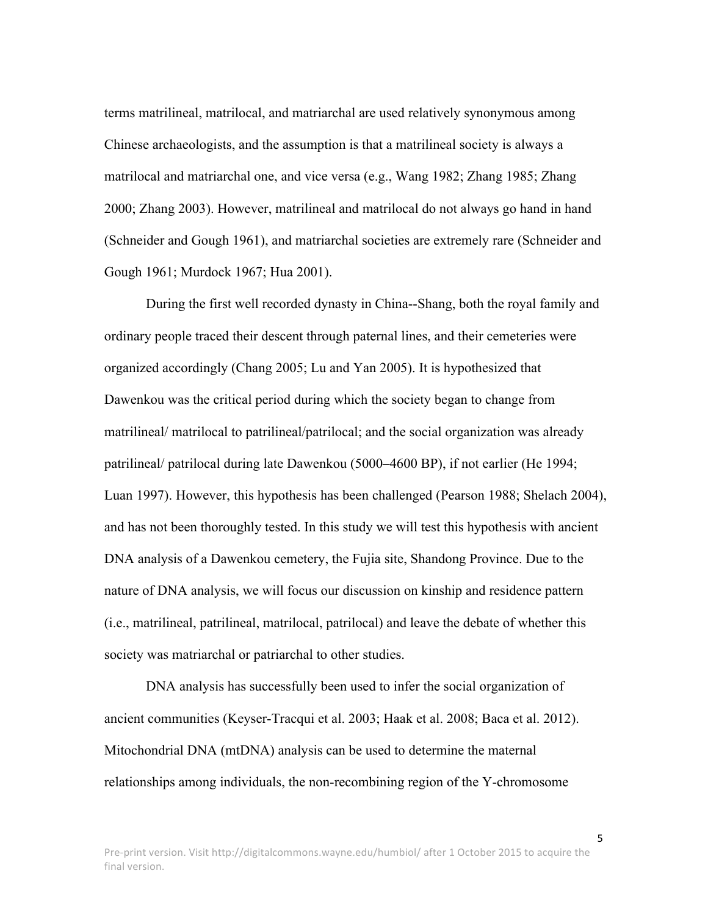terms matrilineal, matrilocal, and matriarchal are used relatively synonymous among Chinese archaeologists, and the assumption is that a matrilineal society is always a matrilocal and matriarchal one, and vice versa (e.g., Wang 1982; Zhang 1985; Zhang 2000; Zhang 2003). However, matrilineal and matrilocal do not always go hand in hand (Schneider and Gough 1961), and matriarchal societies are extremely rare (Schneider and Gough 1961; Murdock 1967; Hua 2001).

During the first well recorded dynasty in China--Shang, both the royal family and ordinary people traced their descent through paternal lines, and their cemeteries were organized accordingly (Chang 2005; Lu and Yan 2005). It is hypothesized that Dawenkou was the critical period during which the society began to change from matrilineal/ matrilocal to patrilineal/patrilocal; and the social organization was already patrilineal/ patrilocal during late Dawenkou (5000–4600 BP), if not earlier (He 1994; Luan 1997). However, this hypothesis has been challenged (Pearson 1988; Shelach 2004), and has not been thoroughly tested. In this study we will test this hypothesis with ancient DNA analysis of a Dawenkou cemetery, the Fujia site, Shandong Province. Due to the nature of DNA analysis, we will focus our discussion on kinship and residence pattern (i.e., matrilineal, patrilineal, matrilocal, patrilocal) and leave the debate of whether this society was matriarchal or patriarchal to other studies.

DNA analysis has successfully been used to infer the social organization of ancient communities (Keyser-Tracqui et al. 2003; Haak et al. 2008; Baca et al. 2012). Mitochondrial DNA (mtDNA) analysis can be used to determine the maternal relationships among individuals, the non-recombining region of the Y-chromosome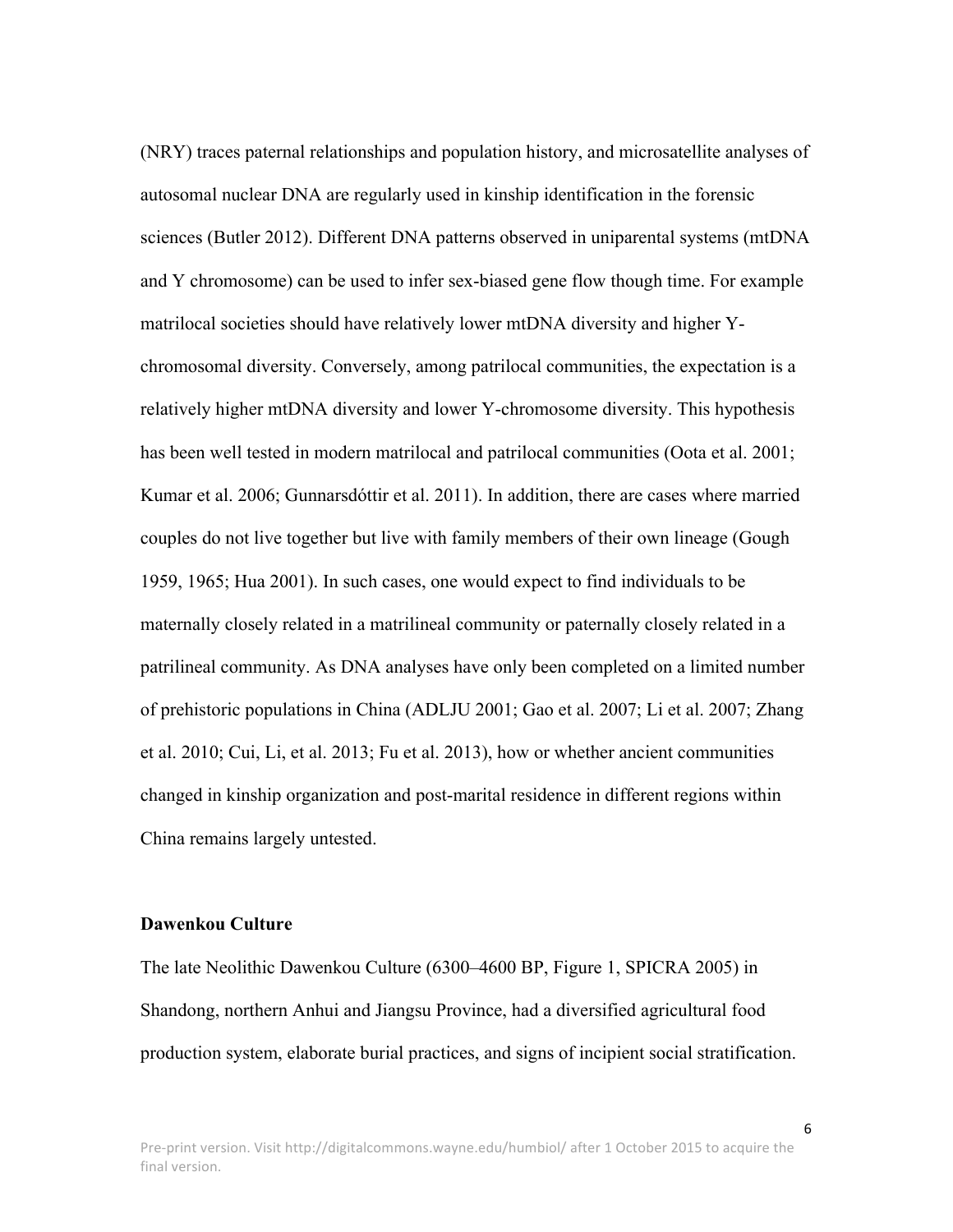(NRY) traces paternal relationships and population history, and microsatellite analyses of autosomal nuclear DNA are regularly used in kinship identification in the forensic sciences (Butler 2012). Different DNA patterns observed in uniparental systems (mtDNA and Y chromosome) can be used to infer sex-biased gene flow though time. For example matrilocal societies should have relatively lower mtDNA diversity and higher Y-chromosomal diversity. Conversely, among patrilocal communities, the expectation is a relatively higher mtDNA diversity and lower Y-chromosome diversity. This hypothesis has been well tested in modern matrilocal and patrilocal communities (Oota et al. 2001; Kumar et al. 2006; Gunnarsdóttir et al. 2011). In addition, there are cases where married couples do not live together but live with family members of their own lineage (Gough 1959, 1965; Hua 2001). In such cases, one would expect to find individuals to be maternally closely related in a matrilineal community or paternally closely related in a patrilineal community. As DNA analyses have only been completed on a limited number of prehistoric populations in China (ADLJU 2001; Gao et al. 2007; Li et al. 2007; Zhang et al. 2010; Cui, Li, et al. 2013; Fu et al. 2013), how or whether ancient communities changed in kinship organization and post-marital residence in different regions within China remains largely untested.

**Dawenkou Culture**

The late Neolithic Dawenkou Culture (6300–4600 BP, Figure 1, SPICRA 2005) in Shandong, northern Anhui and Jiangsu Province, had a diversified agricultural food production system, elaborate burial practices, and signs of incipient social stratification.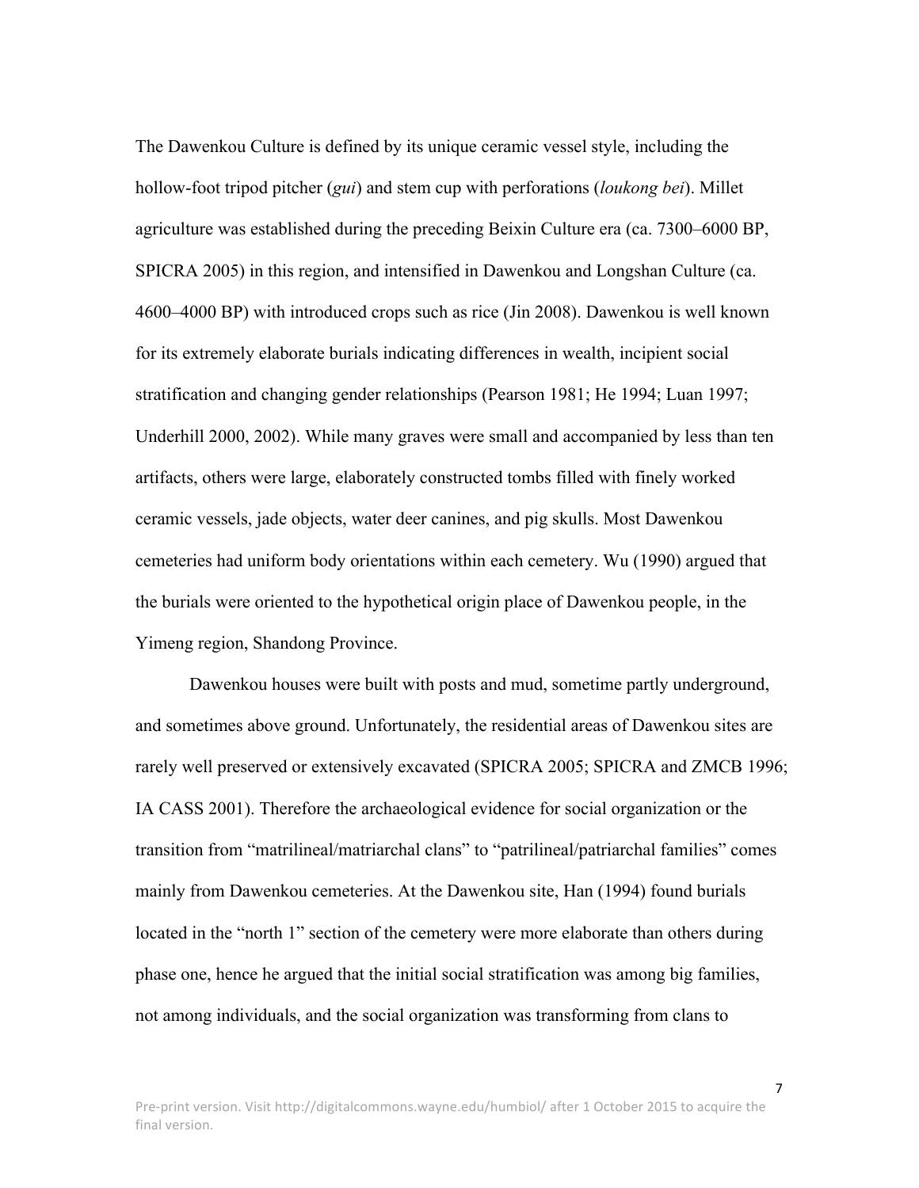The Dawenkou Culture is defined by its unique ceramic vessel style, including the hollow-foot tripod pitcher (*gui*) and stem cup with perforations (*loukong bei*). Millet agriculture was established during the preceding Beixin Culture era (ca. 7300–6000 BP, SPICRA 2005) in this region, and intensified in Dawenkou and Longshan Culture (ca. 4600–4000 BP) with introduced crops such as rice (Jin 2008). Dawenkou is well known for its extremely elaborate burials indicating differences in wealth, incipient social stratification and changing gender relationships (Pearson 1981; He 1994; Luan 1997; Underhill 2000, 2002). While many graves were small and accompanied by less than ten artifacts, others were large, elaborately constructed tombs filled with finely worked ceramic vessels, jade objects, water deer canines, and pig skulls. Most Dawenkou cemeteries had uniform body orientations within each cemetery. Wu (1990) argued that the burials were oriented to the hypothetical origin place of Dawenkou people, in the Yimeng region, Shandong Province.

Dawenkou houses were built with posts and mud, sometime partly underground, and sometimes above ground. Unfortunately, the residential areas of Dawenkou sites are rarely well preserved or extensively excavated (SPICRA 2005; SPICRA and ZMCB 1996; IA CASS 2001). Therefore the archaeological evidence for social organization or the transition from "matrilineal/matriarchal clans" to "patrilineal/patriarchal families" comes mainly from Dawenkou cemeteries. At the Dawenkou site, Han (1994) found burials located in the "north 1" section of the cemetery were more elaborate than others during phase one, hence he argued that the initial social stratification was among big families, not among individuals, and the social organization was transforming from clans to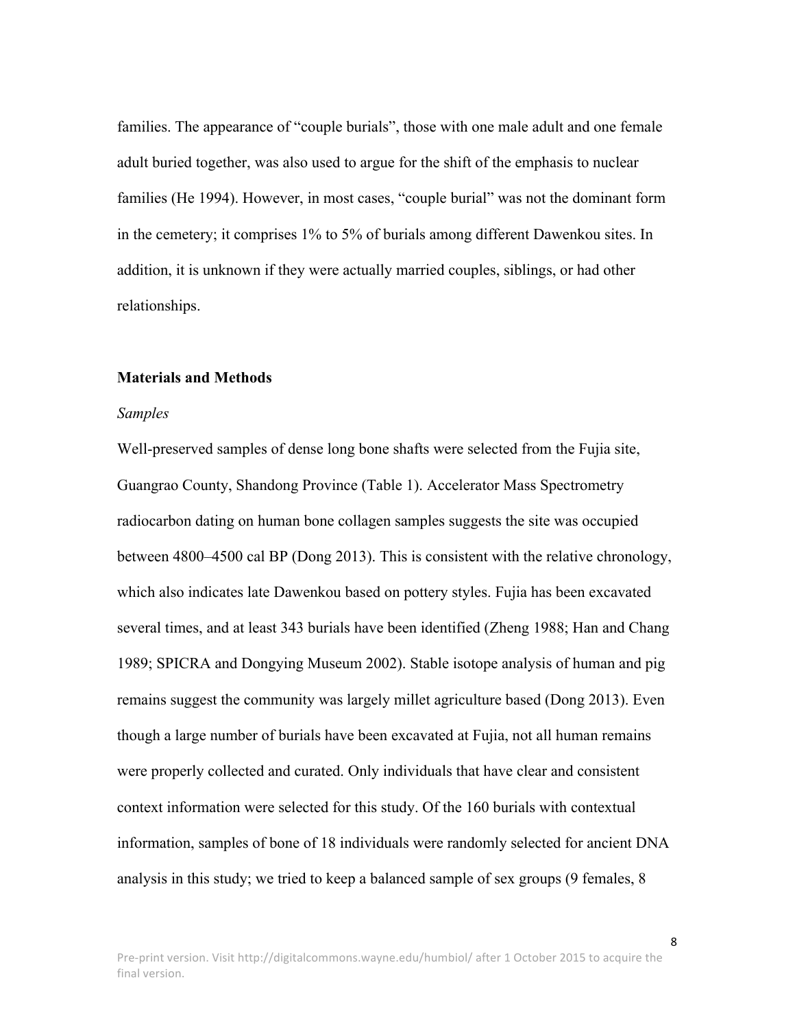families. The appearance of "couple burials", those with one male adult and one female adult buried together, was also used to argue for the shift of the emphasis to nuclear families (He 1994). However, in most cases, "couple burial" was not the dominant form in the cemetery; it comprises 1% to 5% of burials among different Dawenkou sites. In addition, it is unknown if they were actually married couples, siblings, or had other relationships.

## Materials and Methods

### *Samples*

Well-preserved samples of dense long bone shafts were selected from the Fujia site, Guangrao County, Shandong Province (Table 1). Accelerator Mass Spectrometry radiocarbon dating on human bone collagen samples suggests the site was occupied between 4800–4500 cal BP (Dong 2013). This is consistent with the relative chronology, which also indicates late Dawenkou based on pottery styles. Fujia has been excavated several times, and at least 343 burials have been identified (Zheng 1988; Han and Chang 1989; SPICRA and Dongying Museum 2002). Stable isotope analysis of human and pig remains suggest the community was largely millet agriculture based (Dong 2013). Even though a large number of burials have been excavated at Fujia, not all human remains were properly collected and curated. Only individuals that have clear and consistent context information were selected for this study. Of the 160 burials with contextual information, samples of bone of 18 individuals were randomly selected for ancient DNA analysis in this study; we tried to keep a balanced sample of sex groups (9 females, 8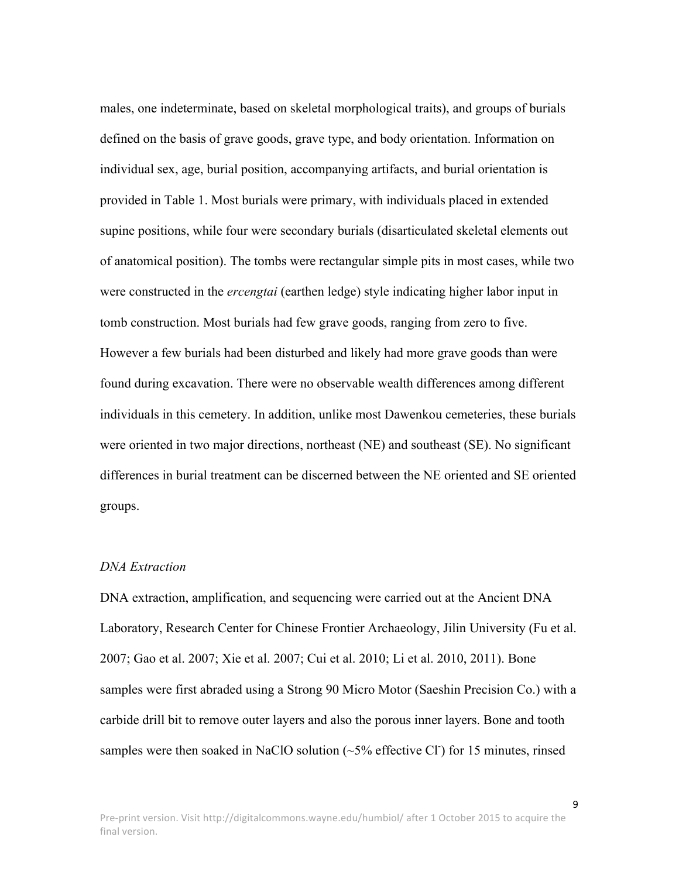males, one indeterminate, based on skeletal morphological traits), and groups of burials defined on the basis of grave goods, grave type, and body orientation. Information on individual sex, age, burial position, accompanying artifacts, and burial orientation is provided in Table 1. Most burials were primary, with individuals placed in extended supine positions, while four were secondary burials (disarticulated skeletal elements out of anatomical position). The tombs were rectangular simple pits in most cases, while two were constructed in the *ercengtai* (earthen ledge) style indicating higher labor input in tomb construction. Most burials had few grave goods, ranging from zero to five. However a few burials had been disturbed and likely had more grave goods than were found during excavation. There were no observable wealth differences among different individuals in this cemetery. In addition, unlike most Dawenkou cemeteries, these burials were oriented in two major directions, northeast (NE) and southeast (SE). No significant differences in burial treatment can be discerned between the NE oriented and SE oriented groups.

### *DNA Extraction*

DNA extraction, amplification, and sequencing were carried out at the Ancient DNA Laboratory, Research Center for Chinese Frontier Archaeology, Jilin University (Fu et al. 2007; Gao et al. 2007; Xie et al. 2007; Cui et al. 2010; Li et al. 2010, 2011). Bone samples were first abraded using a Strong 90 Micro Motor (Saeshin Precision Co.) with a carbide drill bit to remove outer layers and also the porous inner layers. Bone and tooth samples were then soaked in NaClO solution (~5% effective $Cl^-$) for 15 minutes, rinsed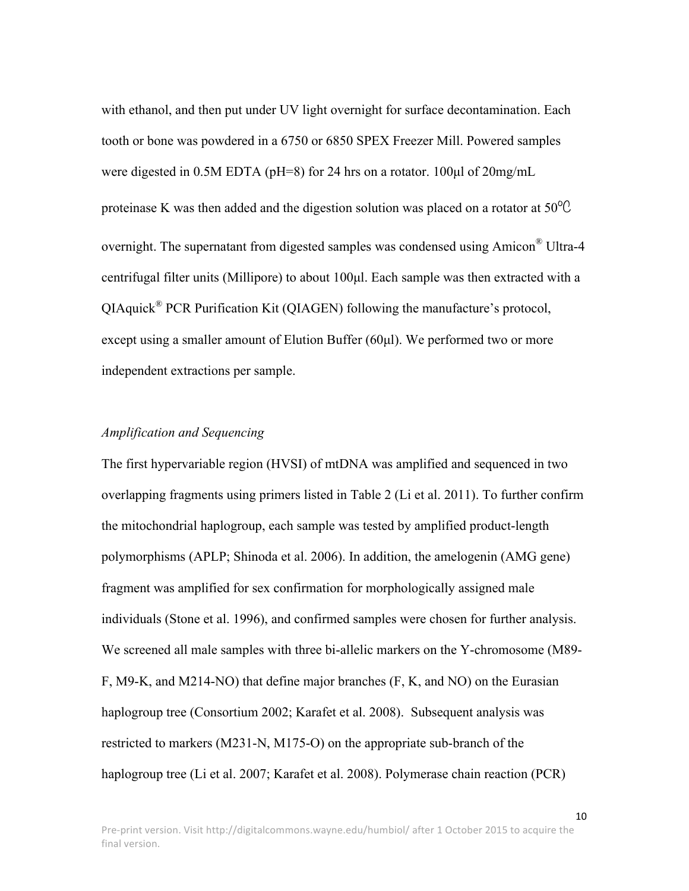with ethanol, and then put under UV light overnight for surface decontamination. Each tooth or bone was powdered in a 6750 or 6850 SPEX Freezer Mill. Powered samples were digested in 0.5M EDTA (pH=8) for 24 hrs on a rotator. 100μl of 20mg/mL proteinase K was then added and the digestion solution was placed on a rotator at 50℃ overnight. The supernatant from digested samples was condensed using Amicon® Ultra-4 centrifugal filter units (Millipore) to about 100μl. Each sample was then extracted with a QIAquick® PCR Purification Kit (QIAGEN) following the manufacture's protocol, except using a smaller amount of Elution Buffer (60μl). We performed two or more independent extractions per sample.

*Amplification and Sequencing*

The first hypervariable region (HVSI) of mtDNA was amplified and sequenced in two overlapping fragments using primers listed in Table 2 (Li et al. 2011). To further confirm the mitochondrial haplogroup, each sample was tested by amplified product-length polymorphisms (APLP; Shinoda et al. 2006). In addition, the amelogenin (AMG gene) fragment was amplified for sex confirmation for morphologically assigned male individuals (Stone et al. 1996), and confirmed samples were chosen for further analysis. We screened all male samples with three bi-allelic markers on the Y-chromosome (M89-F, M9-K, and M214-NO) that define major branches (F, K, and NO) on the Eurasian haplogroup tree (Consortium 2002; Karafet et al. 2008). Subsequent analysis was restricted to markers (M231-N, M175-O) on the appropriate sub-branch of the haplogroup tree (Li et al. 2007; Karafet et al. 2008). Polymerase chain reaction (PCR)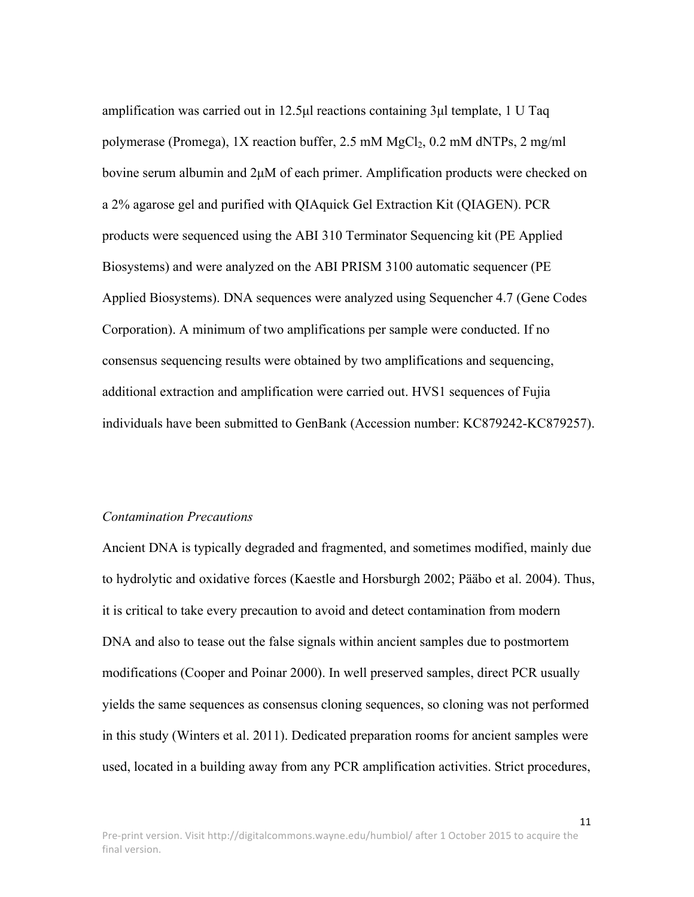amplification was carried out in 12.5μl reactions containing 3μl template, 1 U Taq polymerase (Promega), 1X reaction buffer, 2.5 mM $MgCl_2$, 0.2 mM dNTPs, 2 mg/ml bovine serum albumin and 2μM of each primer. Amplification products were checked on a 2% agarose gel and purified with QIAquick Gel Extraction Kit (QIAGEN). PCR products were sequenced using the ABI 310 Terminator Sequencing kit (PE Applied Biosystems) and were analyzed on the ABI PRISM 3100 automatic sequencer (PE Applied Biosystems). DNA sequences were analyzed using Sequencher 4.7 (Gene Codes Corporation). A minimum of two amplifications per sample were conducted. If no consensus sequencing results were obtained by two amplifications and sequencing, additional extraction and amplification were carried out. HVS1 sequences of Fujia individuals have been submitted to GenBank (Accession number: KC879242-KC879257).

*Contamination Precautions*

Ancient DNA is typically degraded and fragmented, and sometimes modified, mainly due to hydrolytic and oxidative forces (Kaestle and Horsburgh 2002; Pääbo et al. 2004). Thus, it is critical to take every precaution to avoid and detect contamination from modern DNA and also to tease out the false signals within ancient samples due to postmortem modifications (Cooper and Poinar 2000). In well preserved samples, direct PCR usually yields the same sequences as consensus cloning sequences, so cloning was not performed in this study (Winters et al. 2011). Dedicated preparation rooms for ancient samples were used, located in a building away from any PCR amplification activities. Strict procedures,

Pre-print version. Visit http://digitalcommons.wayne.edu/humbiol/ after 1 October 2015 to acquire the final version.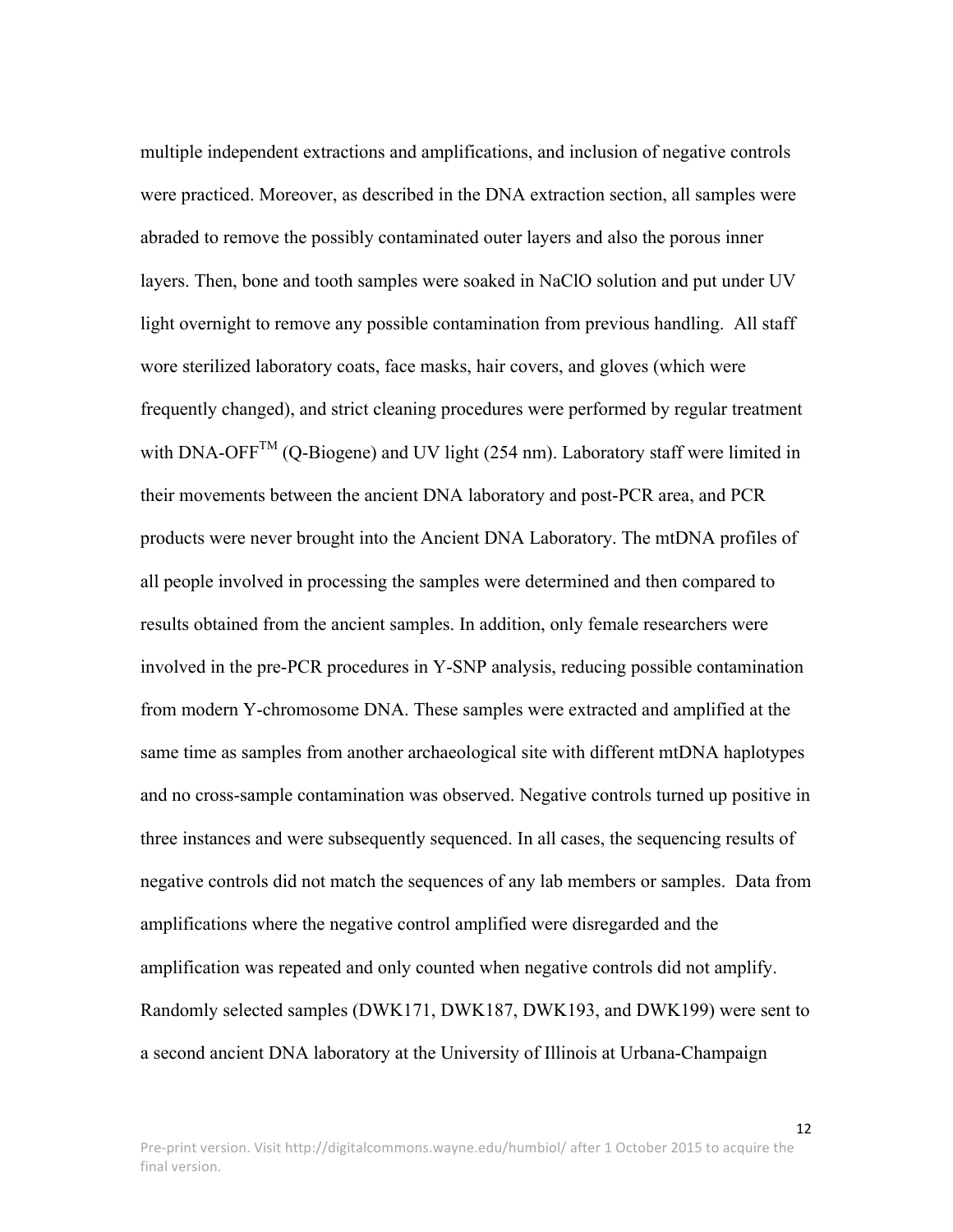multiple independent extractions and amplifications, and inclusion of negative controls were practiced. Moreover, as described in the DNA extraction section, all samples were abraded to remove the possibly contaminated outer layers and also the porous inner layers. Then, bone and tooth samples were soaked in NaClO solution and put under UV light overnight to remove any possible contamination from previous handling. All staff wore sterilized laboratory coats, face masks, hair covers, and gloves (which were frequently changed), and strict cleaning procedures were performed by regular treatment with DNA-OFF™ (Q-Biogene) and UV light (254 nm). Laboratory staff were limited in their movements between the ancient DNA laboratory and post-PCR area, and PCR products were never brought into the Ancient DNA Laboratory. The mtDNA profiles of all people involved in processing the samples were determined and then compared to results obtained from the ancient samples. In addition, only female researchers were involved in the pre-PCR procedures in Y-SNP analysis, reducing possible contamination from modern Y-chromosome DNA. These samples were extracted and amplified at the same time as samples from another archaeological site with different mtDNA haplotypes and no cross-sample contamination was observed. Negative controls turned up positive in three instances and were subsequently sequenced. In all cases, the sequencing results of negative controls did not match the sequences of any lab members or samples. Data from amplifications where the negative control amplified were disregarded and the amplification was repeated and only counted when negative controls did not amplify. Randomly selected samples (DWK171, DWK187, DWK193, and DWK199) were sent to a second ancient DNA laboratory at the University of Illinois at Urbana-Champaign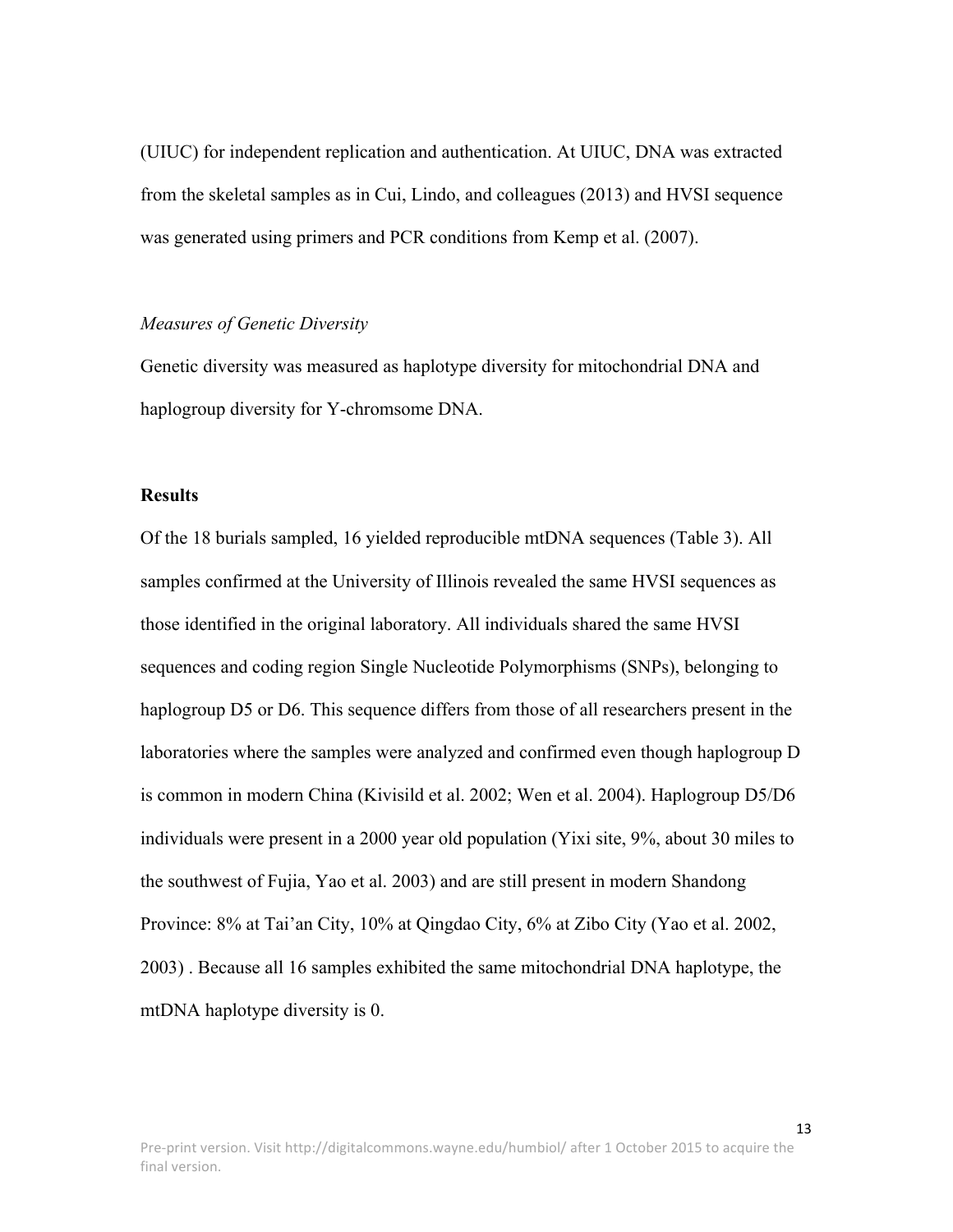(UIUC) for independent replication and authentication. At UIUC, DNA was extracted from the skeletal samples as in Cui, Lindo, and colleagues (2013) and HVSI sequence was generated using primers and PCR conditions from Kemp et al. (2007).

*Measures of Genetic Diversity*

Genetic diversity was measured as haplotype diversity for mitochondrial DNA and haplogroup diversity for Y-chromsome DNA.

## Results

Of the 18 burials sampled, 16 yielded reproducible mtDNA sequences (Table 3). All samples confirmed at the University of Illinois revealed the same HVSI sequences as those identified in the original laboratory. All individuals shared the same HVSI sequences and coding region Single Nucleotide Polymorphisms (SNPs), belonging to haplogroup D5 or D6. This sequence differs from those of all researchers present in the laboratories where the samples were analyzed and confirmed even though haplogroup D is common in modern China (Kivisild et al. 2002; Wen et al. 2004). Haplogroup D5/D6 individuals were present in a 2000 year old population (Yixi site, 9%, about 30 miles to the southwest of Fujia, Yao et al. 2003) and are still present in modern Shandong Province: 8% at Tai'an City, 10% at Qingdao City, 6% at Zibo City (Yao et al. 2002, 2003) . Because all 16 samples exhibited the same mitochondrial DNA haplotype, the mtDNA haplotype diversity is 0.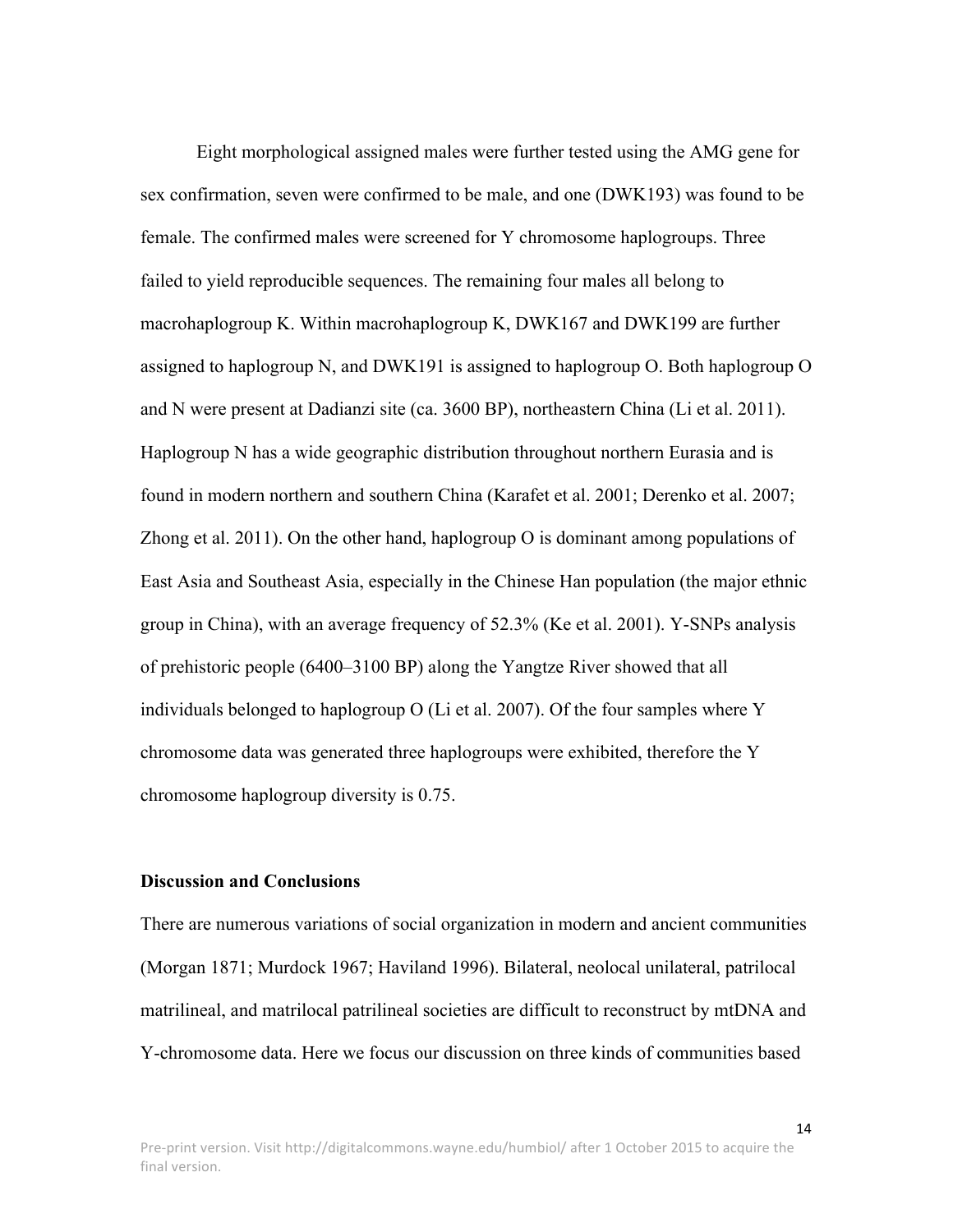Eight morphological assigned males were further tested using the AMG gene for sex confirmation, seven were confirmed to be male, and one (DWK193) was found to be female. The confirmed males were screened for Y chromosome haplogroups. Three failed to yield reproducible sequences. The remaining four males all belong to macrohaplogroup K. Within macrohaplogroup K, DWK167 and DWK199 are further assigned to haplogroup N, and DWK191 is assigned to haplogroup O. Both haplogroup O and N were present at Dadianzi site (ca. 3600 BP), northeastern China (Li et al. 2011). Haplogroup N has a wide geographic distribution throughout northern Eurasia and is found in modern northern and southern China (Karafet et al. 2001; Derenko et al. 2007; Zhong et al. 2011). On the other hand, haplogroup O is dominant among populations of East Asia and Southeast Asia, especially in the Chinese Han population (the major ethnic group in China), with an average frequency of 52.3% (Ke et al. 2001). Y-SNPs analysis of prehistoric people (6400–3100 BP) along the Yangtze River showed that all individuals belonged to haplogroup O (Li et al. 2007). Of the four samples where Y chromosome data was generated three haplogroups were exhibited, therefore the Y chromosome haplogroup diversity is 0.75.

**Discussion and Conclusions**

There are numerous variations of social organization in modern and ancient communities (Morgan 1871; Murdock 1967; Haviland 1996). Bilateral, neolocal unilateral, patrilocal matrilineal, and matrilocal patrilineal societies are difficult to reconstruct by mtDNA and Y-chromosome data. Here we focus our discussion on three kinds of communities based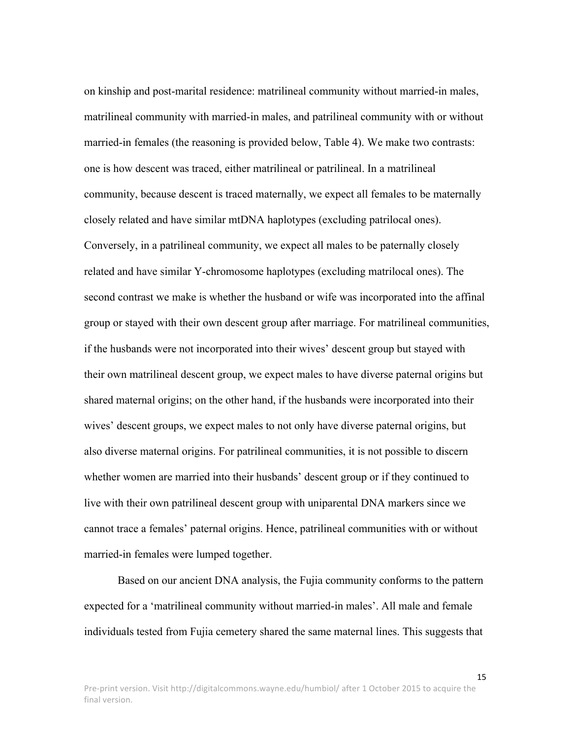on kinship and post-marital residence: matrilineal community without married-in males, matrilineal community with married-in males, and patrilineal community with or without married-in females (the reasoning is provided below, Table 4). We make two contrasts: one is how descent was traced, either matrilineal or patrilineal. In a matrilineal community, because descent is traced maternally, we expect all females to be maternally closely related and have similar mtDNA haplotypes (excluding patrilocal ones). Conversely, in a patrilineal community, we expect all males to be paternally closely related and have similar Y-chromosome haplotypes (excluding matrilocal ones). The second contrast we make is whether the husband or wife was incorporated into the affinal group or stayed with their own descent group after marriage. For matrilineal communities, if the husbands were not incorporated into their wives' descent group but stayed with their own matrilineal descent group, we expect males to have diverse paternal origins but shared maternal origins; on the other hand, if the husbands were incorporated into their wives' descent groups, we expect males to not only have diverse paternal origins, but also diverse maternal origins. For patrilineal communities, it is not possible to discern whether women are married into their husbands' descent group or if they continued to live with their own patrilineal descent group with uniparental DNA markers since we cannot trace a females' paternal origins. Hence, patrilineal communities with or without married-in females were lumped together.

Based on our ancient DNA analysis, the Fujia community conforms to the pattern expected for a 'matrilineal community without married-in males'. All male and female individuals tested from Fujia cemetery shared the same maternal lines. This suggests that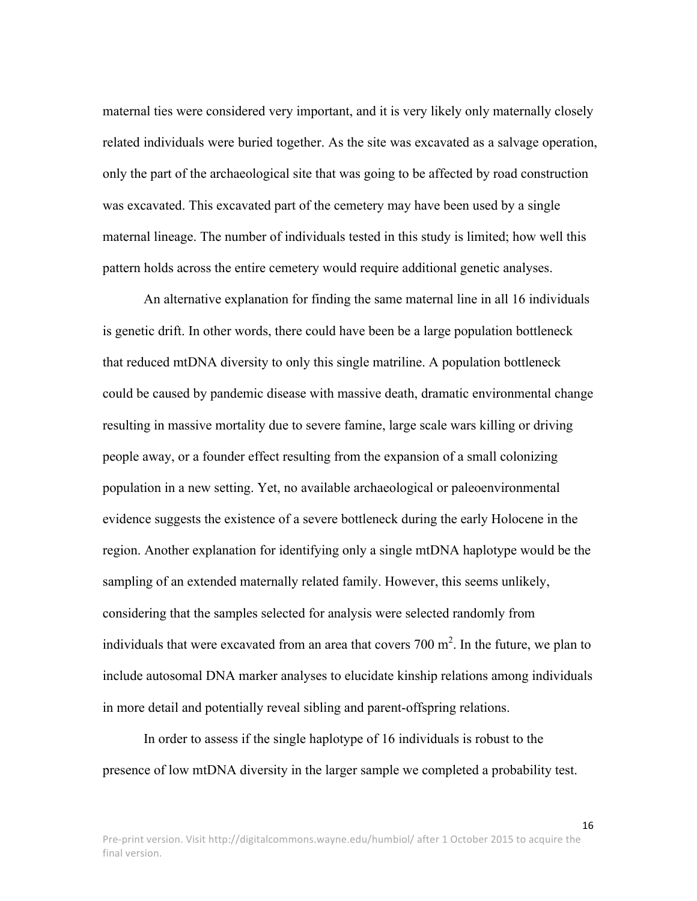maternal ties were considered very important, and it is very likely only maternally closely related individuals were buried together. As the site was excavated as a salvage operation, only the part of the archaeological site that was going to be affected by road construction was excavated. This excavated part of the cemetery may have been used by a single maternal lineage. The number of individuals tested in this study is limited; how well this pattern holds across the entire cemetery would require additional genetic analyses.

An alternative explanation for finding the same maternal line in all 16 individuals is genetic drift. In other words, there could have been be a large population bottleneck that reduced mtDNA diversity to only this single matriline. A population bottleneck could be caused by pandemic disease with massive death, dramatic environmental change resulting in massive mortality due to severe famine, large scale wars killing or driving people away, or a founder effect resulting from the expansion of a small colonizing population in a new setting. Yet, no available archaeological or paleoenvironmental evidence suggests the existence of a severe bottleneck during the early Holocene in the region. Another explanation for identifying only a single mtDNA haplotype would be the sampling of an extended maternally related family. However, this seems unlikely, considering that the samples selected for analysis were selected randomly from individuals that were excavated from an area that covers 700 $m^2$. In the future, we plan to include autosomal DNA marker analyses to elucidate kinship relations among individuals in more detail and potentially reveal sibling and parent-offspring relations.

In order to assess if the single haplotype of 16 individuals is robust to the presence of low mtDNA diversity in the larger sample we completed a probability test.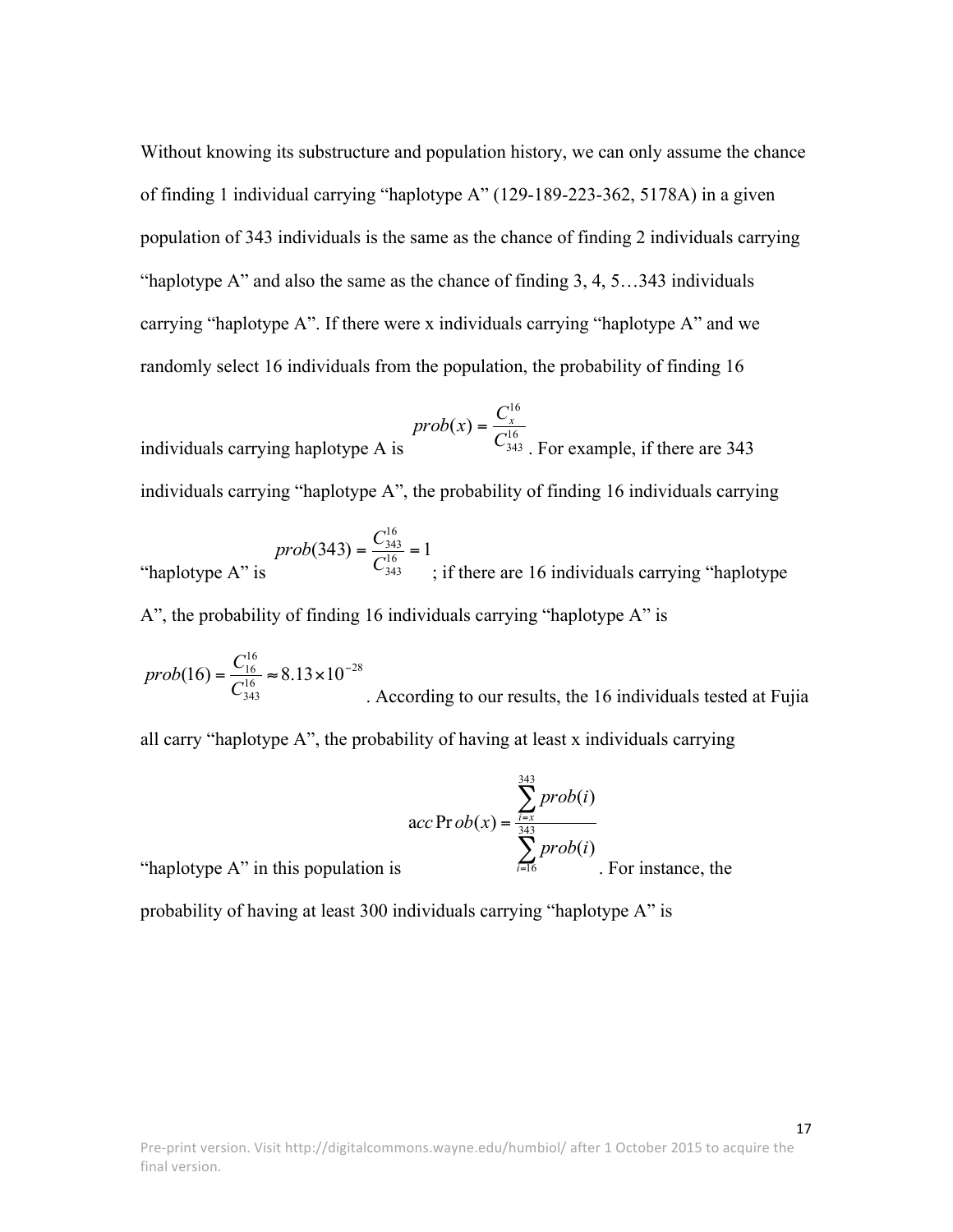Without knowing its substructure and population history, we can only assume the chance of finding 1 individual carrying “haplotype A” (129-189-223-362, 5178A) in a given population of 343 individuals is the same as the chance of finding 2 individuals carrying “haplotype A” and also the same as the chance of finding 3, 4, 5…343 individuals carrying “haplotype A”. If there were x individuals carrying “haplotype A” and we randomly select 16 individuals from the population, the probability of finding 16 individuals carrying haplotype A is $prob(x) = \frac{C_x^{16}}{C_{343}^{16}}$. For example, if there are 343 individuals carrying “haplotype A”, the probability of finding 16 individuals carrying “haplotype A” is $prob(343) = \frac{C_{343}^{16}}{C_{343}^{16}} = 1$; if there are 16 individuals carrying “haplotype A”, the probability of finding 16 individuals carrying “haplotype A” is $prob(16) = \frac{C_{16}^{16}}{C_{343}^{16}} \approx 8.13 \times 10^{-28}$. According to our results, the 16 individuals tested at Fujia all carry “haplotype A”, the probability of having at least x individuals carrying “haplotype A” in this population is $accProb(x) = \frac{\sum_{i=x}^{343} prob(i)}{\sum_{i=16}^{343} prob(i)}$. For instance, the probability of having at least 300 individuals carrying “haplotype A” is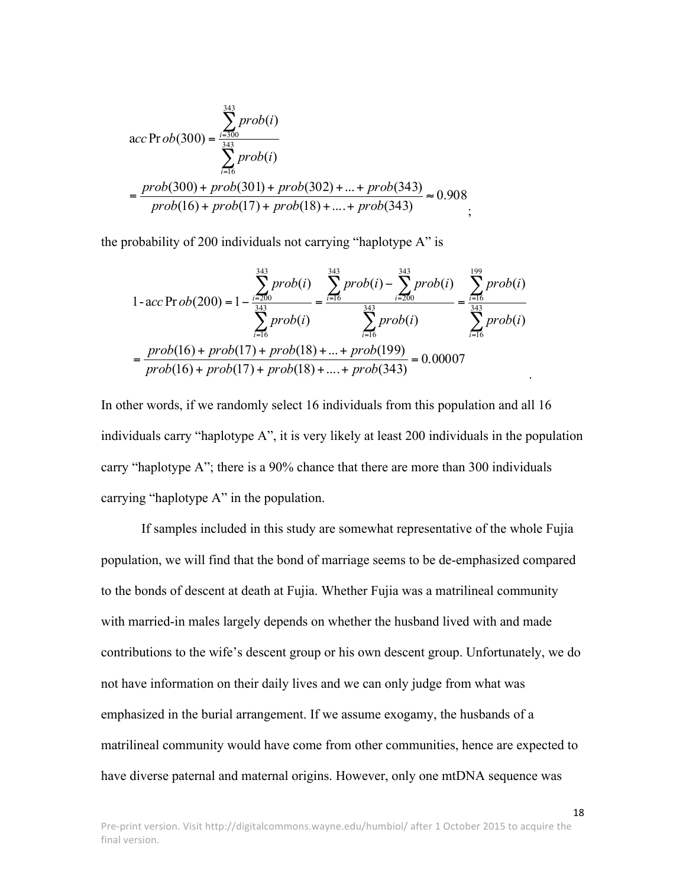$$accProb(300) = \frac{\sum_{i=300}^{343} prob(i)}{\sum_{i=16}^{343} prob(i)}$$

$$= \frac{prob(300) + prob(301) + prob(302) + ... + prob(343)}{prob(16) + prob(17) + prob(18) + .... + prob(343)} \approx 0.908;$$

the probability of 200 individuals not carrying "haplotype A" is

$$1 - accProb(200) = 1 - \frac{\sum_{i=200}^{343} prob(i)}{\sum_{i=16}^{343} prob(i)} = \frac{\sum_{i=16}^{343} prob(i) - \sum_{i=200}^{343} prob(i)}{\sum_{i=16}^{343} prob(i)} = \frac{\sum_{i=16}^{199} prob(i)}{\sum_{i=16}^{343} prob(i)}$$

$$= \frac{prob(16) + prob(17) + prob(18) + ... + prob(199)}{prob(16) + prob(17) + prob(18) + .... + prob(343)} = 0.00007.$$

In other words, if we randomly select 16 individuals from this population and all 16 individuals carry "haplotype A", it is very likely at least 200 individuals in the population carry "haplotype A"; there is a 90% chance that there are more than 300 individuals carrying "haplotype A" in the population.

If samples included in this study are somewhat representative of the whole Fujia population, we will find that the bond of marriage seems to be de-emphasized compared to the bonds of descent at death at Fujia. Whether Fujia was a matrilineal community with married-in males largely depends on whether the husband lived with and made contributions to the wife's descent group or his own descent group. Unfortunately, we do not have information on their daily lives and we can only judge from what was emphasized in the burial arrangement. If we assume exogamy, the husbands of a matrilineal community would have come from other communities, hence are expected to have diverse paternal and maternal origins. However, only one mtDNA sequence was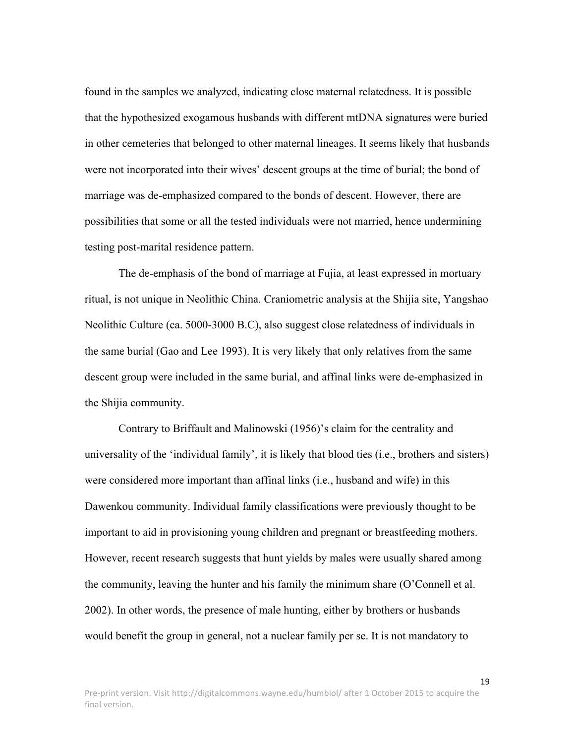found in the samples we analyzed, indicating close maternal relatedness. It is possible that the hypothesized exogamous husbands with different mtDNA signatures were buried in other cemeteries that belonged to other maternal lineages. It seems likely that husbands were not incorporated into their wives' descent groups at the time of burial; the bond of marriage was de-emphasized compared to the bonds of descent. However, there are possibilities that some or all the tested individuals were not married, hence undermining testing post-marital residence pattern.

The de-emphasis of the bond of marriage at Fujia, at least expressed in mortuary ritual, is not unique in Neolithic China. Craniometric analysis at the Shijia site, Yangshao Neolithic Culture (ca. 5000-3000 B.C), also suggest close relatedness of individuals in the same burial (Gao and Lee 1993). It is very likely that only relatives from the same descent group were included in the same burial, and affinal links were de-emphasized in the Shijia community.

Contrary to Briffault and Malinowski (1956)'s claim for the centrality and universality of the 'individual family', it is likely that blood ties (i.e., brothers and sisters) were considered more important than affinal links (i.e., husband and wife) in this Dawenkou community. Individual family classifications were previously thought to be important to aid in provisioning young children and pregnant or breastfeeding mothers. However, recent research suggests that hunt yields by males were usually shared among the community, leaving the hunter and his family the minimum share (O'Connell et al. 2002). In other words, the presence of male hunting, either by brothers or husbands would benefit the group in general, not a nuclear family per se. It is not mandatory to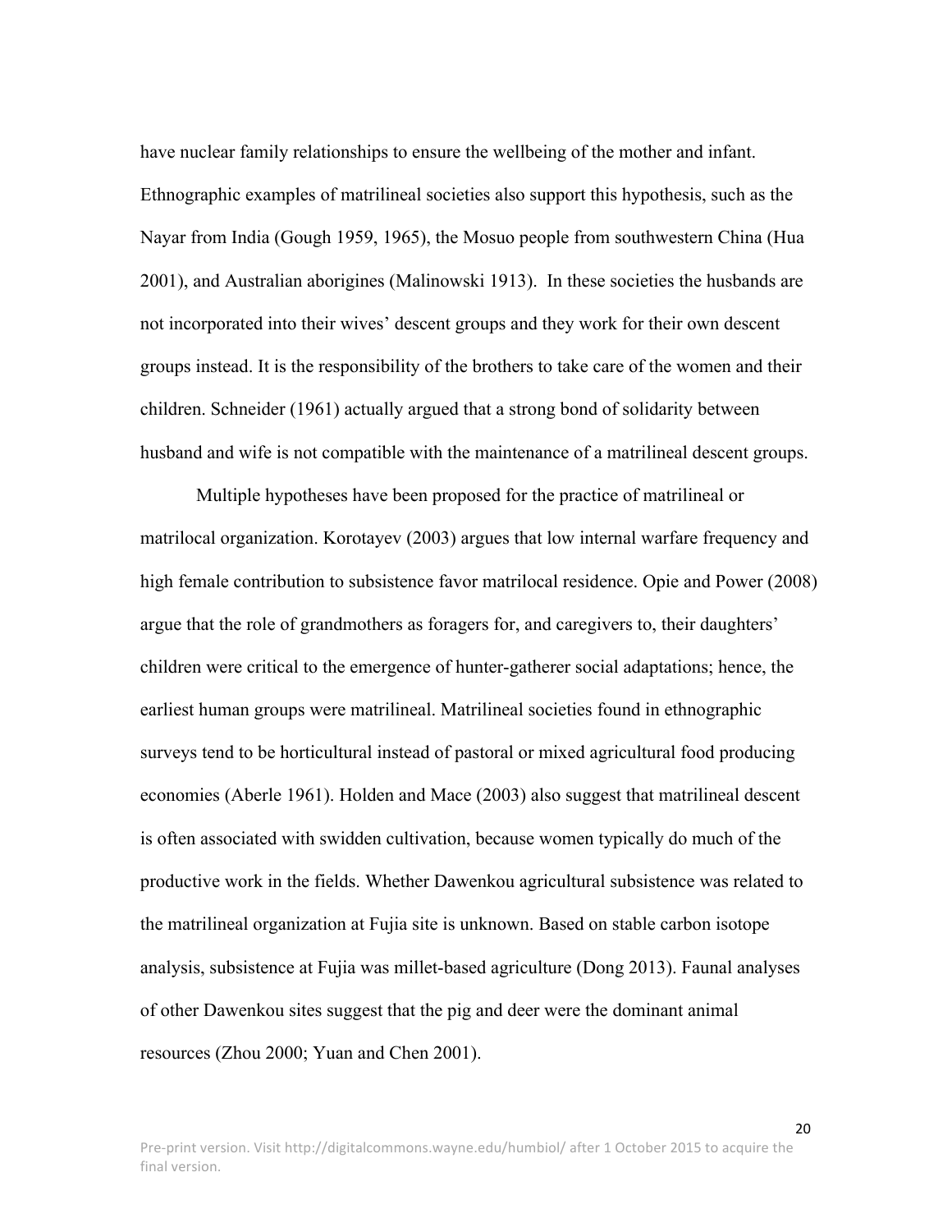have nuclear family relationships to ensure the wellbeing of the mother and infant. Ethnographic examples of matrilineal societies also support this hypothesis, such as the Nayar from India (Gough 1959, 1965), the Mosuo people from southwestern China (Hua 2001), and Australian aborigines (Malinowski 1913). In these societies the husbands are not incorporated into their wives' descent groups and they work for their own descent groups instead. It is the responsibility of the brothers to take care of the women and their children. Schneider (1961) actually argued that a strong bond of solidarity between husband and wife is not compatible with the maintenance of a matrilineal descent groups.

Multiple hypotheses have been proposed for the practice of matrilineal or matrilocal organization. Korotayev (2003) argues that low internal warfare frequency and high female contribution to subsistence favor matrilocal residence. Opie and Power (2008) argue that the role of grandmothers as foragers for, and caregivers to, their daughters' children were critical to the emergence of hunter-gatherer social adaptations; hence, the earliest human groups were matrilineal. Matrilineal societies found in ethnographic surveys tend to be horticultural instead of pastoral or mixed agricultural food producing economies (Aberle 1961). Holden and Mace (2003) also suggest that matrilineal descent is often associated with swidden cultivation, because women typically do much of the productive work in the fields. Whether Dawenkou agricultural subsistence was related to the matrilineal organization at Fujia site is unknown. Based on stable carbon isotope analysis, subsistence at Fujia was millet-based agriculture (Dong 2013). Faunal analyses of other Dawenkou sites suggest that the pig and deer were the dominant animal resources (Zhou 2000; Yuan and Chen 2001).

Pre-print version. Visit http://digitalcommons.wayne.edu/humbiol/ after 1 October 2015 to acquire the final version.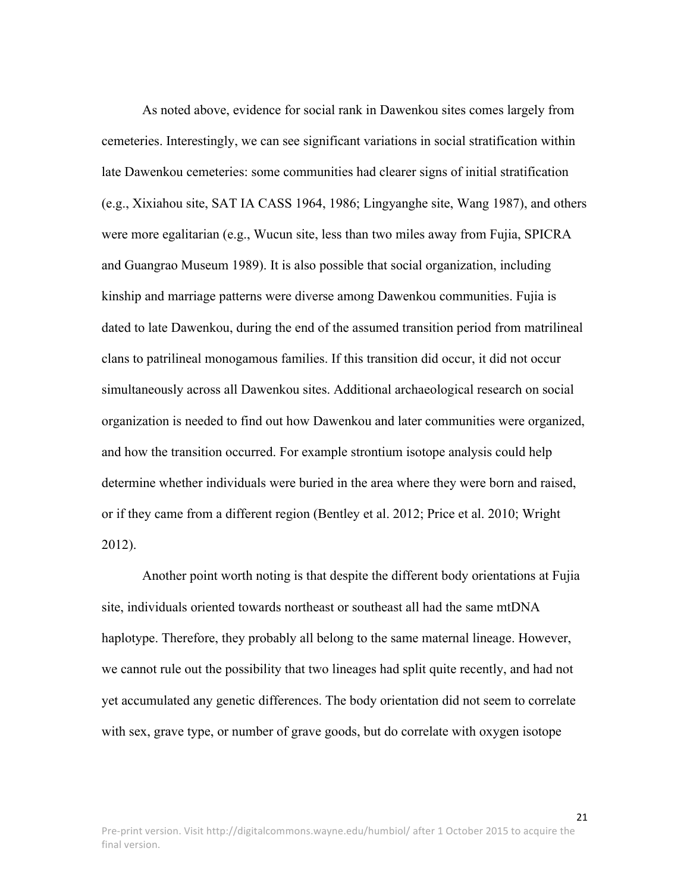As noted above, evidence for social rank in Dawenkou sites comes largely from cemeteries. Interestingly, we can see significant variations in social stratification within late Dawenkou cemeteries: some communities had clearer signs of initial stratification (e.g., Xixiahou site, SAT IA CASS 1964, 1986; Lingyanghe site, Wang 1987), and others were more egalitarian (e.g., Wucun site, less than two miles away from Fujia, SPICRA and Guangrao Museum 1989). It is also possible that social organization, including kinship and marriage patterns were diverse among Dawenkou communities. Fujia is dated to late Dawenkou, during the end of the assumed transition period from matrilineal clans to patrilineal monogamous families. If this transition did occur, it did not occur simultaneously across all Dawenkou sites. Additional archaeological research on social organization is needed to find out how Dawenkou and later communities were organized, and how the transition occurred. For example strontium isotope analysis could help determine whether individuals were buried in the area where they were born and raised, or if they came from a different region (Bentley et al. 2012; Price et al. 2010; Wright 2012).

Another point worth noting is that despite the different body orientations at Fujia site, individuals oriented towards northeast or southeast all had the same mtDNA haplotype. Therefore, they probably all belong to the same maternal lineage. However, we cannot rule out the possibility that two lineages had split quite recently, and had not yet accumulated any genetic differences. The body orientation did not seem to correlate with sex, grave type, or number of grave goods, but do correlate with oxygen isotope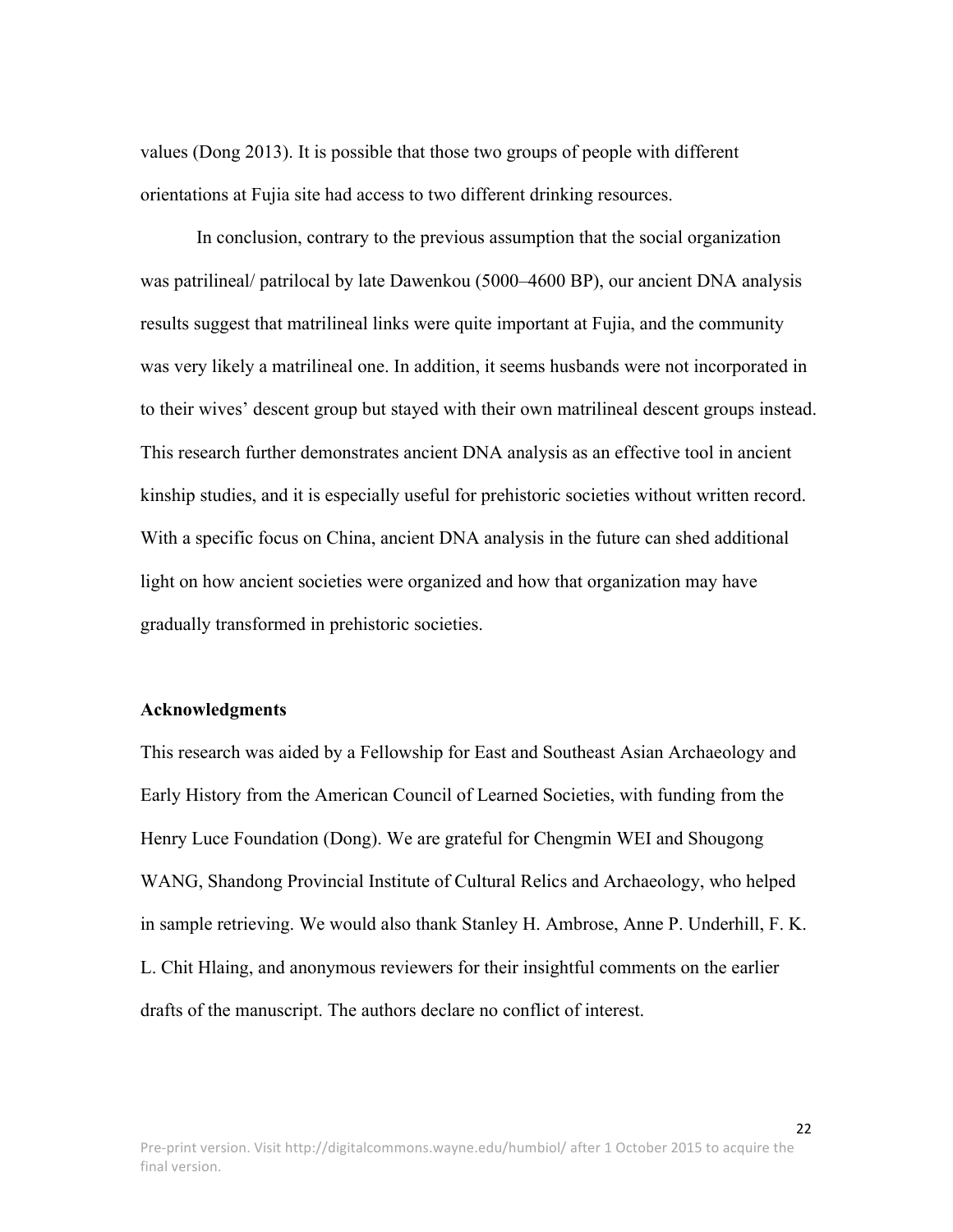values (Dong 2013). It is possible that those two groups of people with different orientations at Fujia site had access to two different drinking resources.

In conclusion, contrary to the previous assumption that the social organization was patrilineal/ patrilocal by late Dawenkou (5000–4600 BP), our ancient DNA analysis results suggest that matrilineal links were quite important at Fujia, and the community was very likely a matrilineal one. In addition, it seems husbands were not incorporated in to their wives' descent group but stayed with their own matrilineal descent groups instead. This research further demonstrates ancient DNA analysis as an effective tool in ancient kinship studies, and it is especially useful for prehistoric societies without written record. With a specific focus on China, ancient DNA analysis in the future can shed additional light on how ancient societies were organized and how that organization may have gradually transformed in prehistoric societies.

**Acknowledgments**

This research was aided by a Fellowship for East and Southeast Asian Archaeology and Early History from the American Council of Learned Societies, with funding from the Henry Luce Foundation (Dong). We are grateful for Chengmin WEI and Shougong WANG, Shandong Provincial Institute of Cultural Relics and Archaeology, who helped in sample retrieving. We would also thank Stanley H. Ambrose, Anne P. Underhill, F. K. L. Chit Hlaing, and anonymous reviewers for their insightful comments on the earlier drafts of the manuscript. The authors declare no conflict of interest.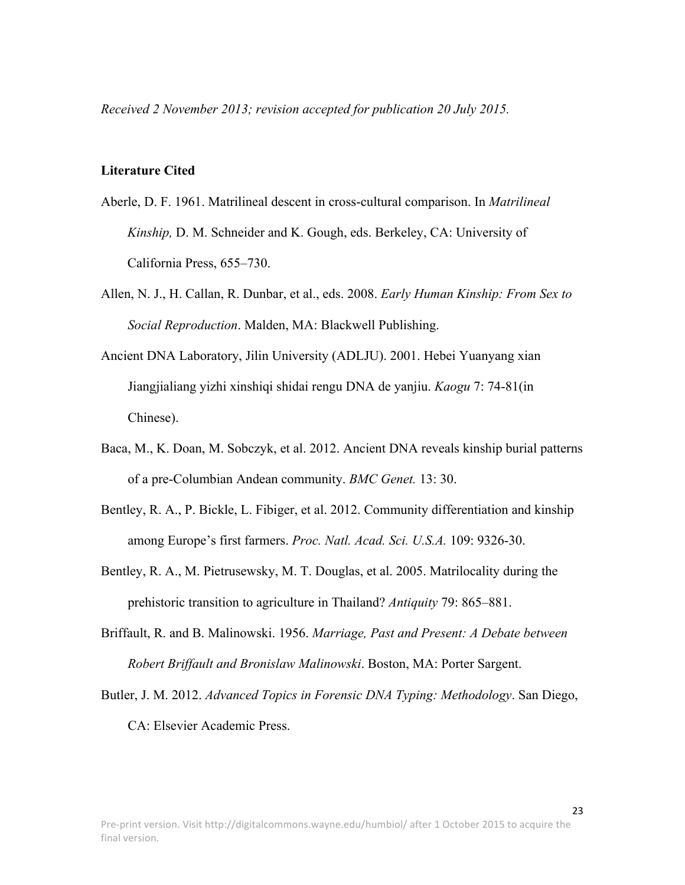*Received 2 November 2013; revision accepted for publication 20 July 2015.*

## Literature Cited

Aberle, D. F. 1961. Matrilineal descent in cross-cultural comparison. In *Matrilineal Kinship,* D. M. Schneider and K. Gough, eds. Berkeley, CA: University of California Press, 655–730.

Allen, N. J., H. Callan, R. Dunbar, et al., eds. 2008. *Early Human Kinship: From Sex to Social Reproduction*. Malden, MA: Blackwell Publishing.

Ancient DNA Laboratory, Jilin University (ADLJU). 2001. Hebei Yuanyang xian Jiangjialiang yizhi xinshiqi shidai rengu DNA de yanjiu. *Kaogu* 7: 74-81(in Chinese).

Baca, M., K. Doan, M. Sobczyk, et al. 2012. Ancient DNA reveals kinship burial patterns of a pre-Columbian Andean community. *BMC Genet.* 13: 30.

Bentley, R. A., P. Bickle, L. Fibiger, et al. 2012. Community differentiation and kinship among Europe's first farmers. *Proc. Natl. Acad. Sci. U.S.A.* 109: 9326-30.

Bentley, R. A., M. Pietrusewsky, M. T. Douglas, et al. 2005. Matrilocality during the prehistoric transition to agriculture in Thailand? *Antiquity* 79: 865–881.

Briffault, R. and B. Malinowski. 1956. *Marriage, Past and Present: A Debate between Robert Briffault and Bronislaw Malinowski*. Boston, MA: Porter Sargent.

Butler, J. M. 2012. *Advanced Topics in Forensic DNA Typing: Methodology*. San Diego, CA: Elsevier Academic Press.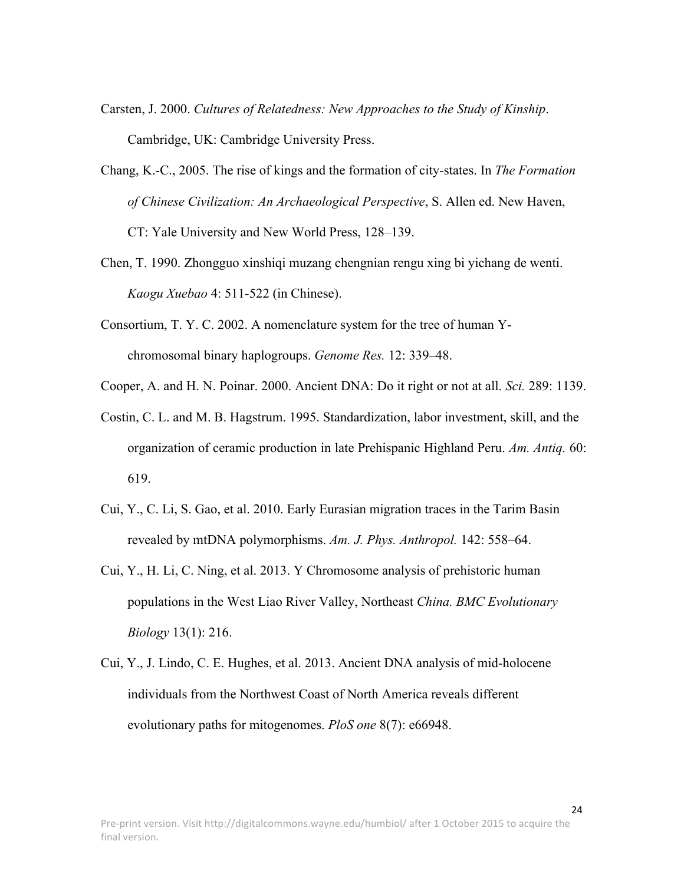Carsten, J. 2000. *Cultures of Relatedness: New Approaches to the Study of Kinship*. Cambridge, UK: Cambridge University Press.

Chang, K.-C., 2005. The rise of kings and the formation of city-states. In *The Formation of Chinese Civilization: An Archaeological Perspective*, S. Allen ed. New Haven, CT: Yale University and New World Press, 128–139.

Chen, T. 1990. Zhongguo xinshiqi muzang chengnian rengu xing bi yichang de wenti. *Kaogu Xuebao* 4: 511-522 (in Chinese).

Consortium, T. Y. C. 2002. A nomenclature system for the tree of human Y-chromosomal binary haplogroups. *Genome Res.* 12: 339–48.

Cooper, A. and H. N. Poinar. 2000. Ancient DNA: Do it right or not at all. *Sci.* 289: 1139.

Costin, C. L. and M. B. Hagstrum. 1995. Standardization, labor investment, skill, and the organization of ceramic production in late Prehispanic Highland Peru. *Am. Antiq.* 60: 619.

Cui, Y., C. Li, S. Gao, et al. 2010. Early Eurasian migration traces in the Tarim Basin revealed by mtDNA polymorphisms. *Am. J. Phys. Anthropol.* 142: 558–64.

Cui, Y., H. Li, C. Ning, et al. 2013. Y Chromosome analysis of prehistoric human populations in the West Liao River Valley, Northeast *China. BMC Evolutionary Biology* 13(1): 216.

Cui, Y., J. Lindo, C. E. Hughes, et al. 2013. Ancient DNA analysis of mid-holocene individuals from the Northwest Coast of North America reveals different evolutionary paths for mitogenomes. *PloS one* 8(7): e66948.

Pre-print version. Visit http://digitalcommons.wayne.edu/humbiol/ after 1 October 2015 to acquire the final version.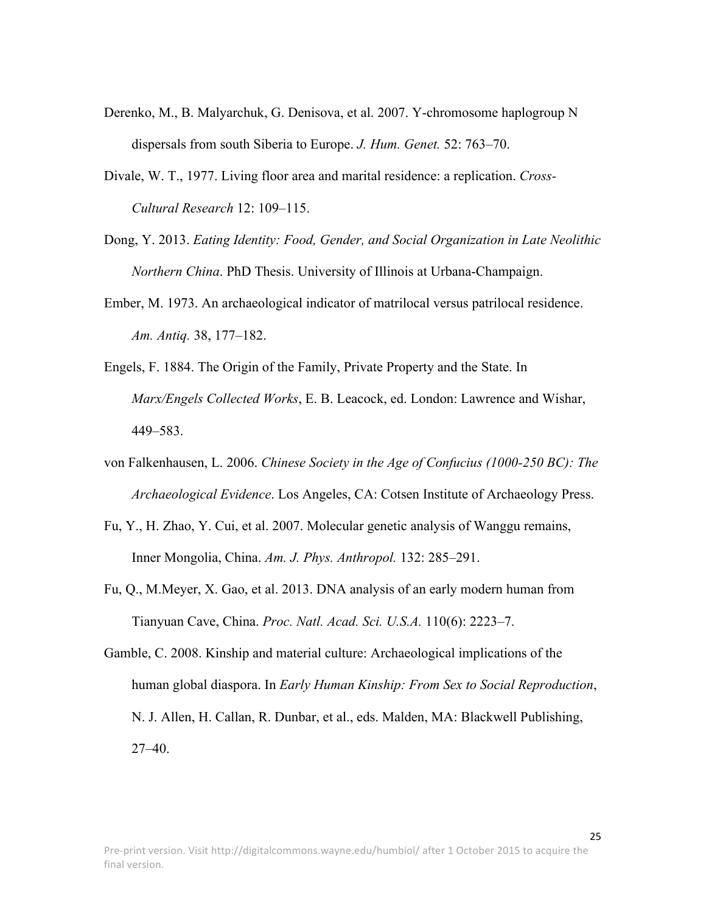Derenko, M., B. Malyarchuk, G. Denisova, et al. 2007. Y-chromosome haplogroup N dispersals from south Siberia to Europe. *J. Hum. Genet.* 52: 763–70.

Divale, W. T., 1977. Living floor area and marital residence: a replication. *Cross-Cultural Research* 12: 109–115.

Dong, Y. 2013. *Eating Identity: Food, Gender, and Social Organization in Late Neolithic Northern China*. PhD Thesis. University of Illinois at Urbana-Champaign.

Ember, M. 1973. An archaeological indicator of matrilocal versus patrilocal residence. *Am. Antiq.* 38, 177–182.

Engels, F. 1884. The Origin of the Family, Private Property and the State. In *Marx/Engels Collected Works*, E. B. Leacock, ed. London: Lawrence and Wishar, 449–583.

von Falkenhausen, L. 2006. *Chinese Society in the Age of Confucius (1000-250 BC): The Archaeological Evidence*. Los Angeles, CA: Cotsen Institute of Archaeology Press.

Fu, Y., H. Zhao, Y. Cui, et al. 2007. Molecular genetic analysis of Wanggu remains, Inner Mongolia, China. *Am. J. Phys. Anthropol.* 132: 285–291.

Fu, Q., M.Meyer, X. Gao, et al. 2013. DNA analysis of an early modern human from Tianyuan Cave, China. *Proc. Natl. Acad. Sci. U.S.A.* 110(6): 2223–7.

Gamble, C. 2008. Kinship and material culture: Archaeological implications of the human global diaspora. In *Early Human Kinship: From Sex to Social Reproduction*, N. J. Allen, H. Callan, R. Dunbar, et al., eds. Malden, MA: Blackwell Publishing, 27–40.

Pre-print version. Visit http://digitalcommons.wayne.edu/humbiol/ after 1 October 2015 to acquire the final version.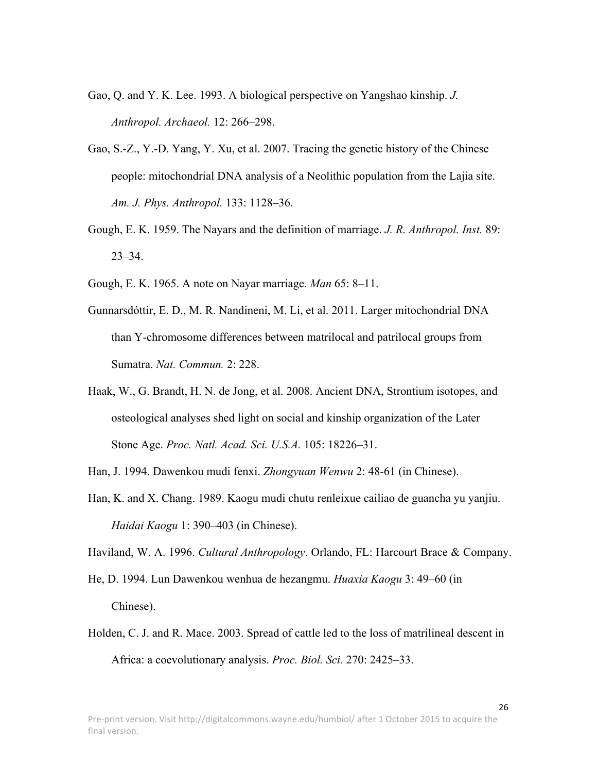Gao, Q. and Y. K. Lee. 1993. A biological perspective on Yangshao kinship. *J. Anthropol. Archaeol.* 12: 266–298.

Gao, S.-Z., Y.-D. Yang, Y. Xu, et al. 2007. Tracing the genetic history of the Chinese people: mitochondrial DNA analysis of a Neolithic population from the Lajia site. *Am. J. Phys. Anthropol.* 133: 1128–36.

Gough, E. K. 1959. The Nayars and the definition of marriage. *J. R. Anthropol. Inst.* 89: 23–34.

Gough, E. K. 1965. A note on Nayar marriage. *Man* 65: 8–11.

Gunnarsdóttir, E. D., M. R. Nandineni, M. Li, et al. 2011. Larger mitochondrial DNA than Y-chromosome differences between matrilocal and patrilocal groups from Sumatra. *Nat. Commun.* 2: 228.

Haak, W., G. Brandt, H. N. de Jong, et al. 2008. Ancient DNA, Strontium isotopes, and osteological analyses shed light on social and kinship organization of the Later Stone Age. *Proc. Natl. Acad. Sci. U.S.A.* 105: 18226–31.

Han, J. 1994. Dawenkou mudi fenxi. *Zhongyuan Wenwu* 2: 48-61 (in Chinese).

Han, K. and X. Chang. 1989. Kaogu mudi chutu renleixue cailiao de guancha yu yanjiu. *Haidai Kaogu* 1: 390–403 (in Chinese).

Haviland, W. A. 1996. *Cultural Anthropology*. Orlando, FL: Harcourt Brace & Company.

He, D. 1994. Lun Dawenkou wenhua de hezangmu. *Huaxia Kaogu* 3: 49–60 (in Chinese).

Holden, C. J. and R. Mace. 2003. Spread of cattle led to the loss of matrilineal descent in Africa: a coevolutionary analysis. *Proc. Biol. Sci.* 270: 2425–33.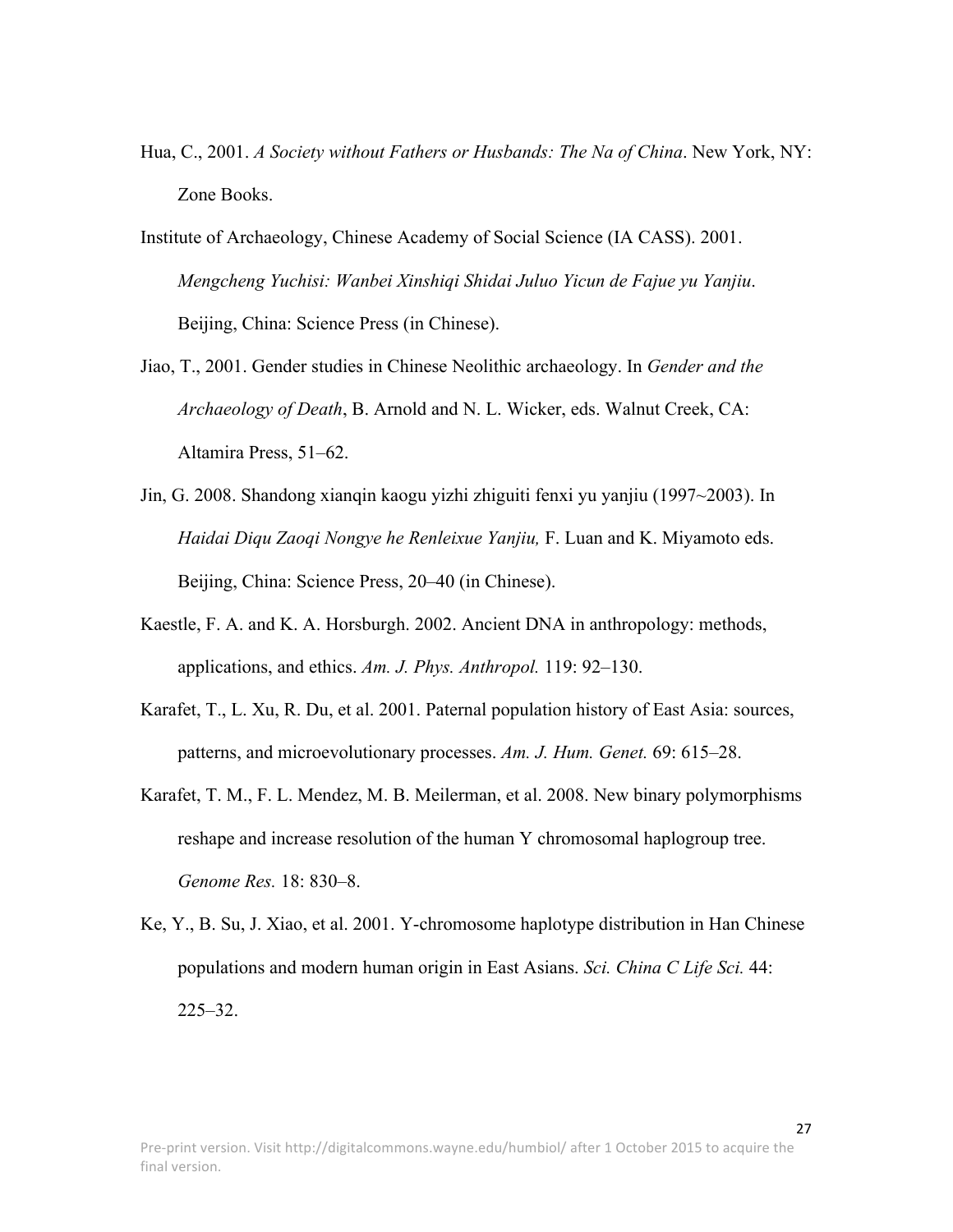Hua, C., 2001. *A Society without Fathers or Husbands: The Na of China*. New York, NY: Zone Books.

Institute of Archaeology, Chinese Academy of Social Science (IA CASS). 2001. *Mengcheng Yuchisi: Wanbei Xinshiqi Shidai Juluo Yicun de Fajue yu Yanjiu*. Beijing, China: Science Press (in Chinese).

Jiao, T., 2001. Gender studies in Chinese Neolithic archaeology. In *Gender and the Archaeology of Death*, B. Arnold and N. L. Wicker, eds. Walnut Creek, CA: Altamira Press, 51–62.

Jin, G. 2008. Shandong xianqin kaogu yizhi zhiguiti fenxi yu yanjiu (1997~2003). In *Haidai Diqu Zaoqi Nongye he Renleixue Yanjiu,* F. Luan and K. Miyamoto eds. Beijing, China: Science Press, 20–40 (in Chinese).

Kaestle, F. A. and K. A. Horsburgh. 2002. Ancient DNA in anthropology: methods, applications, and ethics. *Am. J. Phys. Anthropol.* 119: 92–130.

Karafet, T., L. Xu, R. Du, et al. 2001. Paternal population history of East Asia: sources, patterns, and microevolutionary processes. *Am. J. Hum. Genet.* 69: 615–28.

Karafet, T. M., F. L. Mendez, M. B. Meilerman, et al. 2008. New binary polymorphisms reshape and increase resolution of the human Y chromosomal haplogroup tree. *Genome Res.* 18: 830–8.

Ke, Y., B. Su, J. Xiao, et al. 2001. Y-chromosome haplotype distribution in Han Chinese populations and modern human origin in East Asians. *Sci. China C Life Sci.* 44: 225–32.

Pre-print version. Visit http://digitalcommons.wayne.edu/humbiol/ after 1 October 2015 to acquire the final version.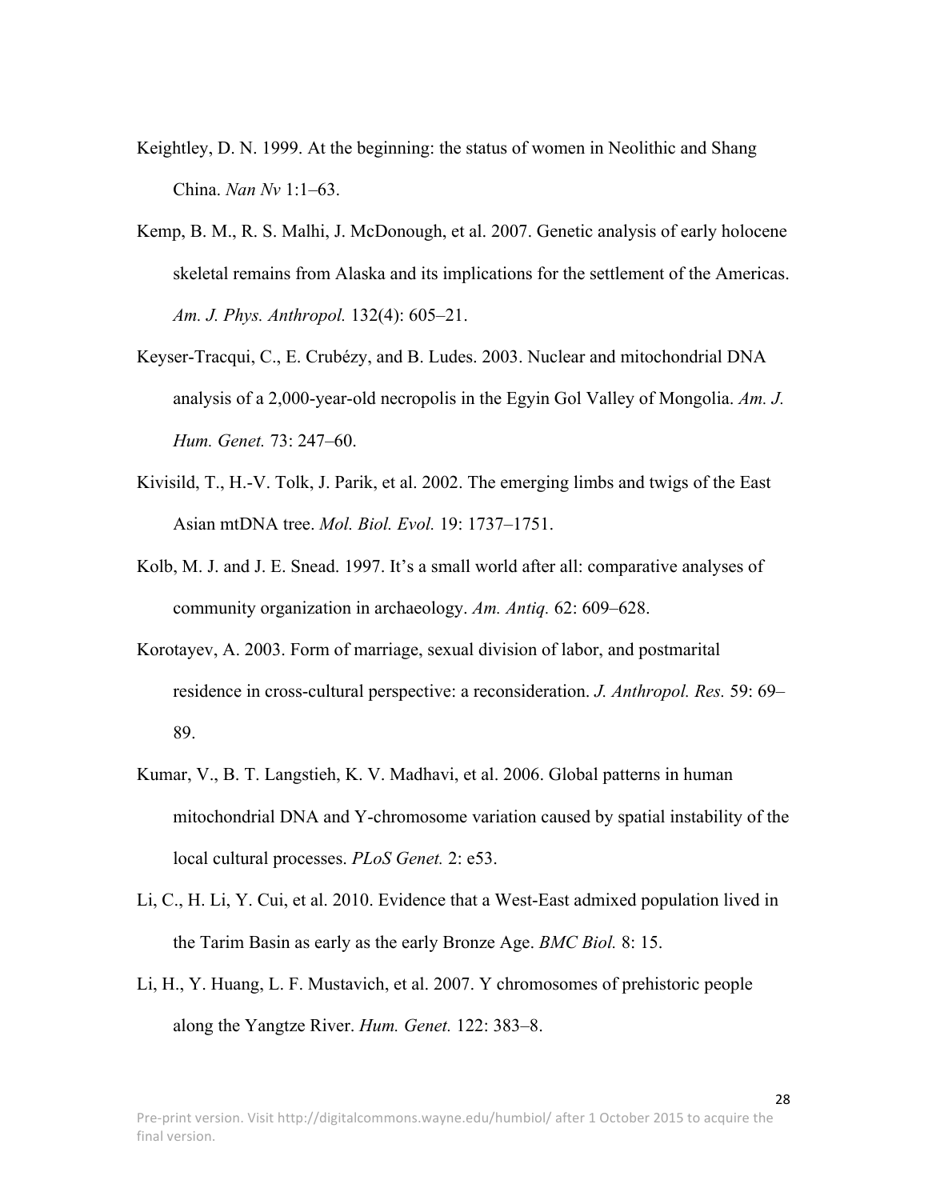Keightley, D. N. 1999. At the beginning: the status of women in Neolithic and Shang China. *Nan Nv* 1:1–63.

Kemp, B. M., R. S. Malhi, J. McDonough, et al. 2007. Genetic analysis of early holocene skeletal remains from Alaska and its implications for the settlement of the Americas. *Am. J. Phys. Anthropol.* 132(4): 605–21.

Keyser-Tracqui, C., E. Crubézy, and B. Ludes. 2003. Nuclear and mitochondrial DNA analysis of a 2,000-year-old necropolis in the Egyin Gol Valley of Mongolia. *Am. J. Hum. Genet.* 73: 247–60.

Kivisild, T., H.-V. Tolk, J. Parik, et al. 2002. The emerging limbs and twigs of the East Asian mtDNA tree. *Mol. Biol. Evol.* 19: 1737–1751.

Kolb, M. J. and J. E. Snead. 1997. It's a small world after all: comparative analyses of community organization in archaeology. *Am. Antiq.* 62: 609–628.

Korotayev, A. 2003. Form of marriage, sexual division of labor, and postmarital residence in cross-cultural perspective: a reconsideration. *J. Anthropol. Res.* 59: 69–89.

Kumar, V., B. T. Langstieh, K. V. Madhavi, et al. 2006. Global patterns in human mitochondrial DNA and Y-chromosome variation caused by spatial instability of the local cultural processes. *PLoS Genet.* 2: e53.

Li, C., H. Li, Y. Cui, et al. 2010. Evidence that a West-East admixed population lived in the Tarim Basin as early as the early Bronze Age. *BMC Biol.* 8: 15.

Li, H., Y. Huang, L. F. Mustavich, et al. 2007. Y chromosomes of prehistoric people along the Yangtze River. *Hum. Genet.* 122: 383–8.

Pre-print version. Visit http://digitalcommons.wayne.edu/humbiol/ after 1 October 2015 to acquire the final version.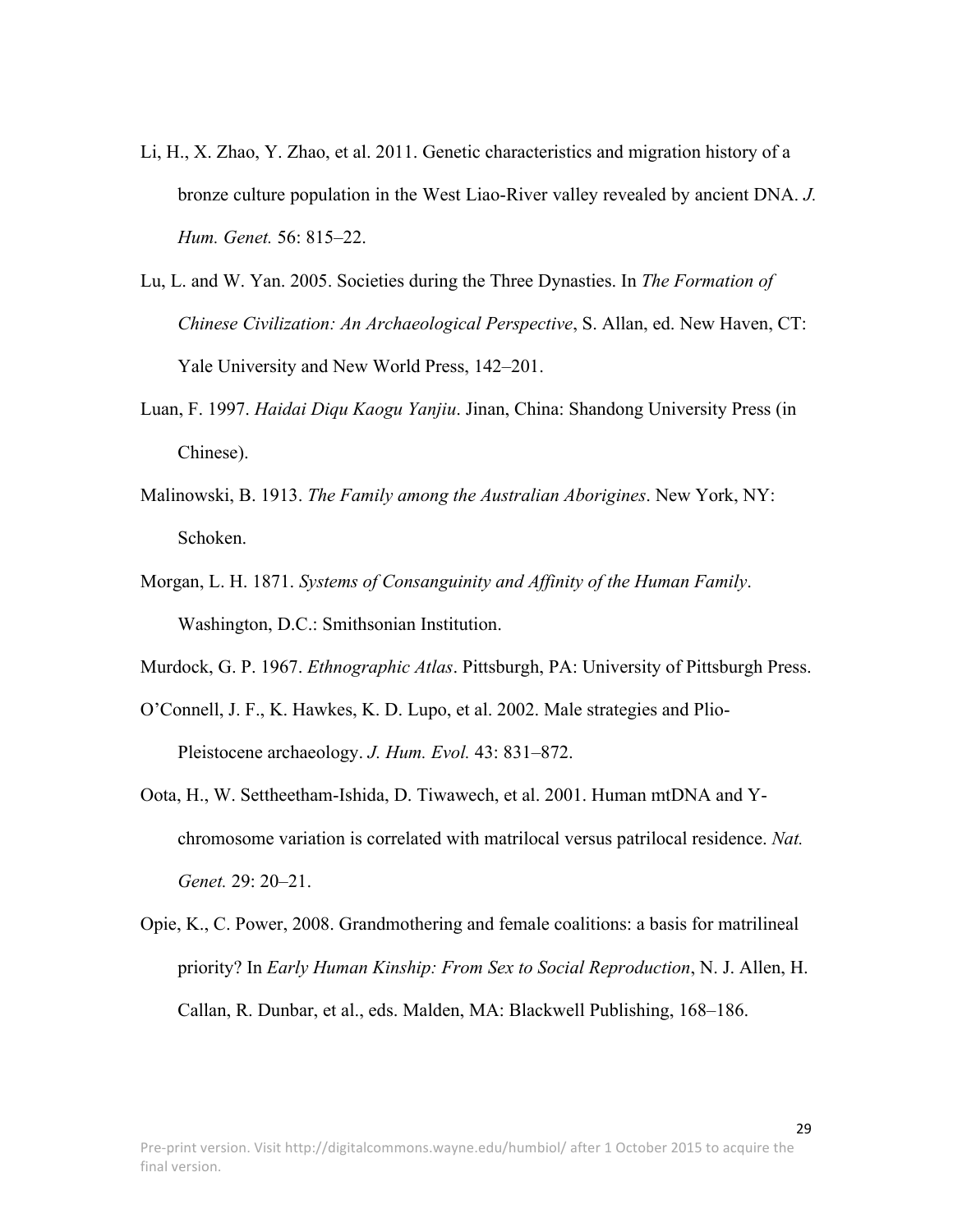Li, H., X. Zhao, Y. Zhao, et al. 2011. Genetic characteristics and migration history of a bronze culture population in the West Liao-River valley revealed by ancient DNA. *J. Hum. Genet.* 56: 815–22.

Lu, L. and W. Yan. 2005. Societies during the Three Dynasties. In *The Formation of Chinese Civilization: An Archaeological Perspective*, S. Allan, ed. New Haven, CT: Yale University and New World Press, 142–201.

Luan, F. 1997. *Haidai Diqu Kaogu Yanjiu*. Jinan, China: Shandong University Press (in Chinese).

Malinowski, B. 1913. *The Family among the Australian Aborigines*. New York, NY: Schoken.

Morgan, L. H. 1871. *Systems of Consanguinity and Affinity of the Human Family*. Washington, D.C.: Smithsonian Institution.

Murdock, G. P. 1967. *Ethnographic Atlas*. Pittsburgh, PA: University of Pittsburgh Press.

O'Connell, J. F., K. Hawkes, K. D. Lupo, et al. 2002. Male strategies and Plio-Pleistocene archaeology. *J. Hum. Evol.* 43: 831–872.

Oota, H., W. Settheetham-Ishida, D. Tiwawech, et al. 2001. Human mtDNA and Y-chromosome variation is correlated with matrilocal versus patrilocal residence. *Nat. Genet.* 29: 20–21.

Opie, K., C. Power, 2008. Grandmothering and female coalitions: a basis for matrilineal priority? In *Early Human Kinship: From Sex to Social Reproduction*, N. J. Allen, H. Callan, R. Dunbar, et al., eds. Malden, MA: Blackwell Publishing, 168–186.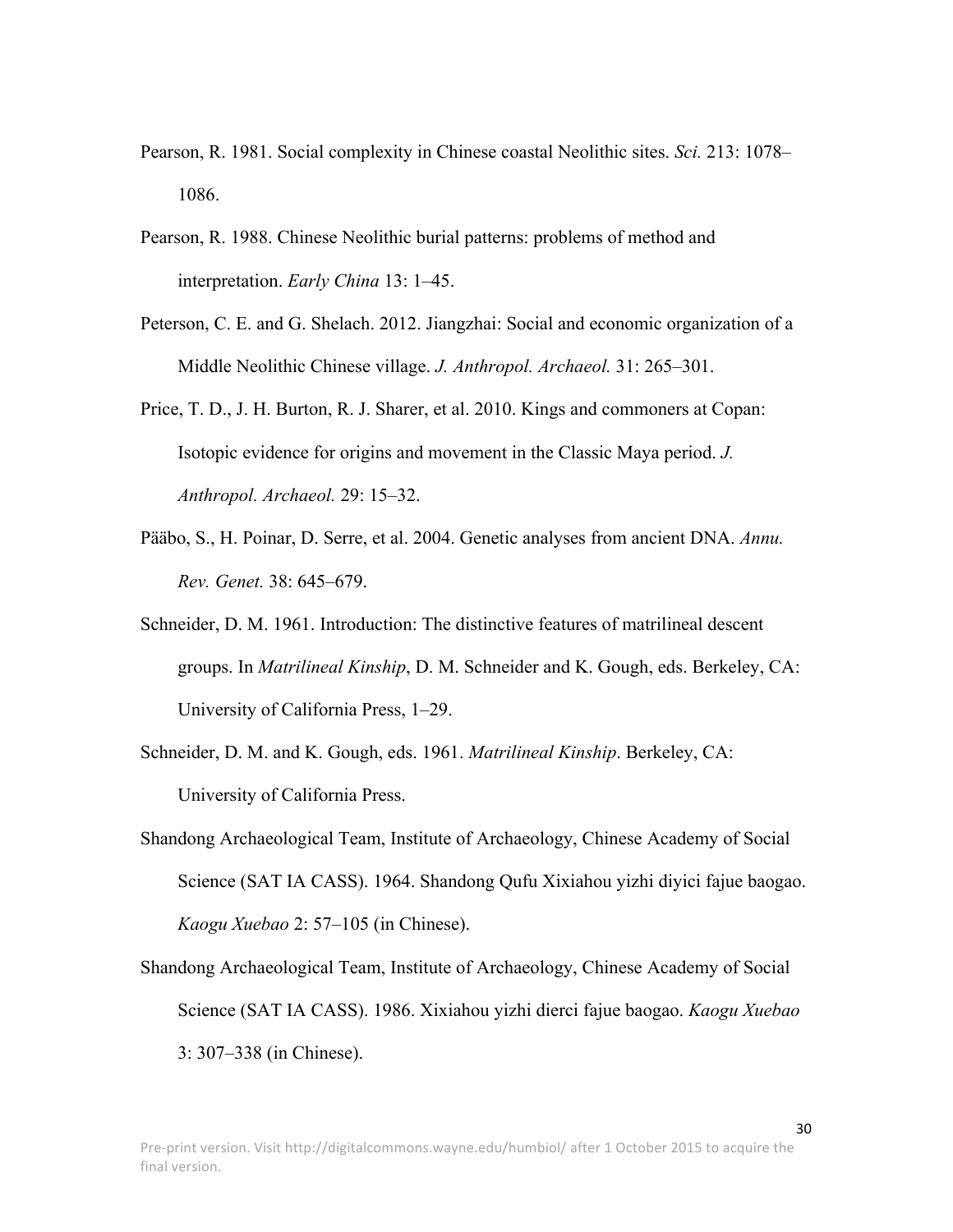Pearson, R. 1981. Social complexity in Chinese coastal Neolithic sites. *Sci.* 213: 1078–1086.

Pearson, R. 1988. Chinese Neolithic burial patterns: problems of method and interpretation. *Early China* 13: 1–45.

Peterson, C. E. and G. Shelach. 2012. Jiangzhai: Social and economic organization of a Middle Neolithic Chinese village. *J. Anthropol. Archaeol.* 31: 265–301.

Price, T. D., J. H. Burton, R. J. Sharer, et al. 2010. Kings and commoners at Copan: Isotopic evidence for origins and movement in the Classic Maya period. *J. Anthropol. Archaeol.* 29: 15–32.

Pääbo, S., H. Poinar, D. Serre, et al. 2004. Genetic analyses from ancient DNA. *Annu. Rev. Genet.* 38: 645–679.

Schneider, D. M. 1961. Introduction: The distinctive features of matrilineal descent groups. In *Matrilineal Kinship*, D. M. Schneider and K. Gough, eds. Berkeley, CA: University of California Press, 1–29.

Schneider, D. M. and K. Gough, eds. 1961. *Matrilineal Kinship*. Berkeley, CA: University of California Press.

Shandong Archaeological Team, Institute of Archaeology, Chinese Academy of Social Science (SAT IA CASS). 1964. Shandong Qufu Xixiahou yizhi diyici fajue baogao. *Kaogu Xuebao* 2: 57–105 (in Chinese).

Shandong Archaeological Team, Institute of Archaeology, Chinese Academy of Social Science (SAT IA CASS). 1986. Xixiahou yizhi dierci fajue baogao. *Kaogu Xuebao* 3: 307–338 (in Chinese).

Pre-print version. Visit http://digitalcommons.wayne.edu/humbiol/ after 1 October 2015 to acquire the final version.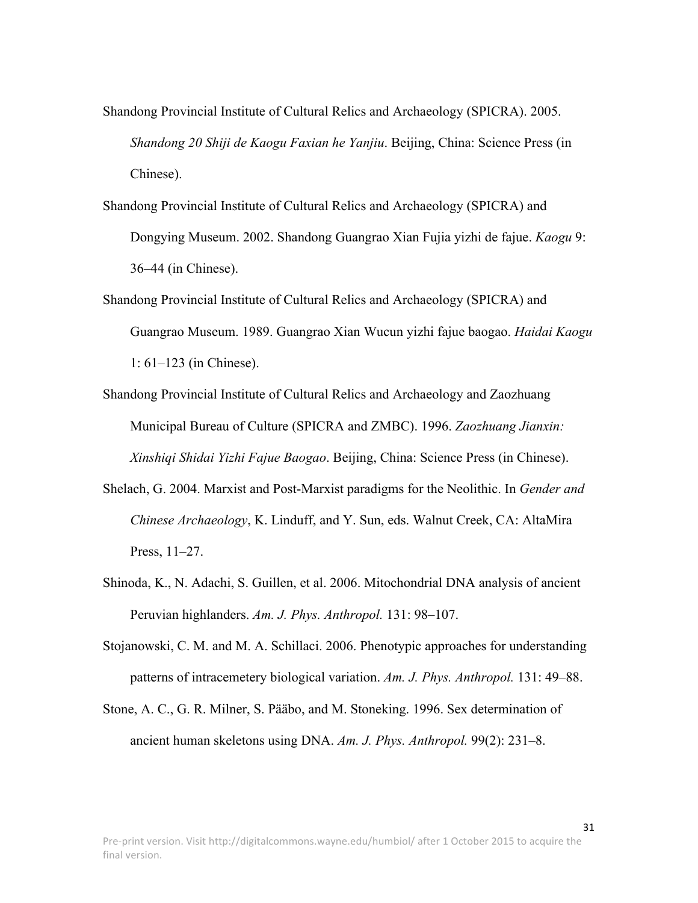Shandong Provincial Institute of Cultural Relics and Archaeology (SPICRA). 2005. *Shandong 20 Shiji de Kaogu Faxian he Yanjiu*. Beijing, China: Science Press (in Chinese).

Shandong Provincial Institute of Cultural Relics and Archaeology (SPICRA) and Dongying Museum. 2002. Shandong Guangrao Xian Fujia yizhi de fajue. *Kaogu* 9: 36–44 (in Chinese).

Shandong Provincial Institute of Cultural Relics and Archaeology (SPICRA) and Guangrao Museum. 1989. Guangrao Xian Wucun yizhi fajue baogao. *Haidai Kaogu* 1: 61–123 (in Chinese).

Shandong Provincial Institute of Cultural Relics and Archaeology and Zaozhuang Municipal Bureau of Culture (SPICRA and ZMBC). 1996. *Zaozhuang Jianxin: Xinshiqi Shidai Yizhi Fajue Baogao*. Beijing, China: Science Press (in Chinese).

Shelach, G. 2004. Marxist and Post-Marxist paradigms for the Neolithic. In *Gender and Chinese Archaeology*, K. Linduff, and Y. Sun, eds. Walnut Creek, CA: AltaMira Press, 11–27.

Shinoda, K., N. Adachi, S. Guillen, et al. 2006. Mitochondrial DNA analysis of ancient Peruvian highlanders. *Am. J. Phys. Anthropol.* 131: 98–107.

Stojanowski, C. M. and M. A. Schillaci. 2006. Phenotypic approaches for understanding patterns of intracemetery biological variation. *Am. J. Phys. Anthropol.* 131: 49–88.

Stone, A. C., G. R. Milner, S. Pääbo, and M. Stoneking. 1996. Sex determination of ancient human skeletons using DNA. *Am. J. Phys. Anthropol.* 99(2): 231–8.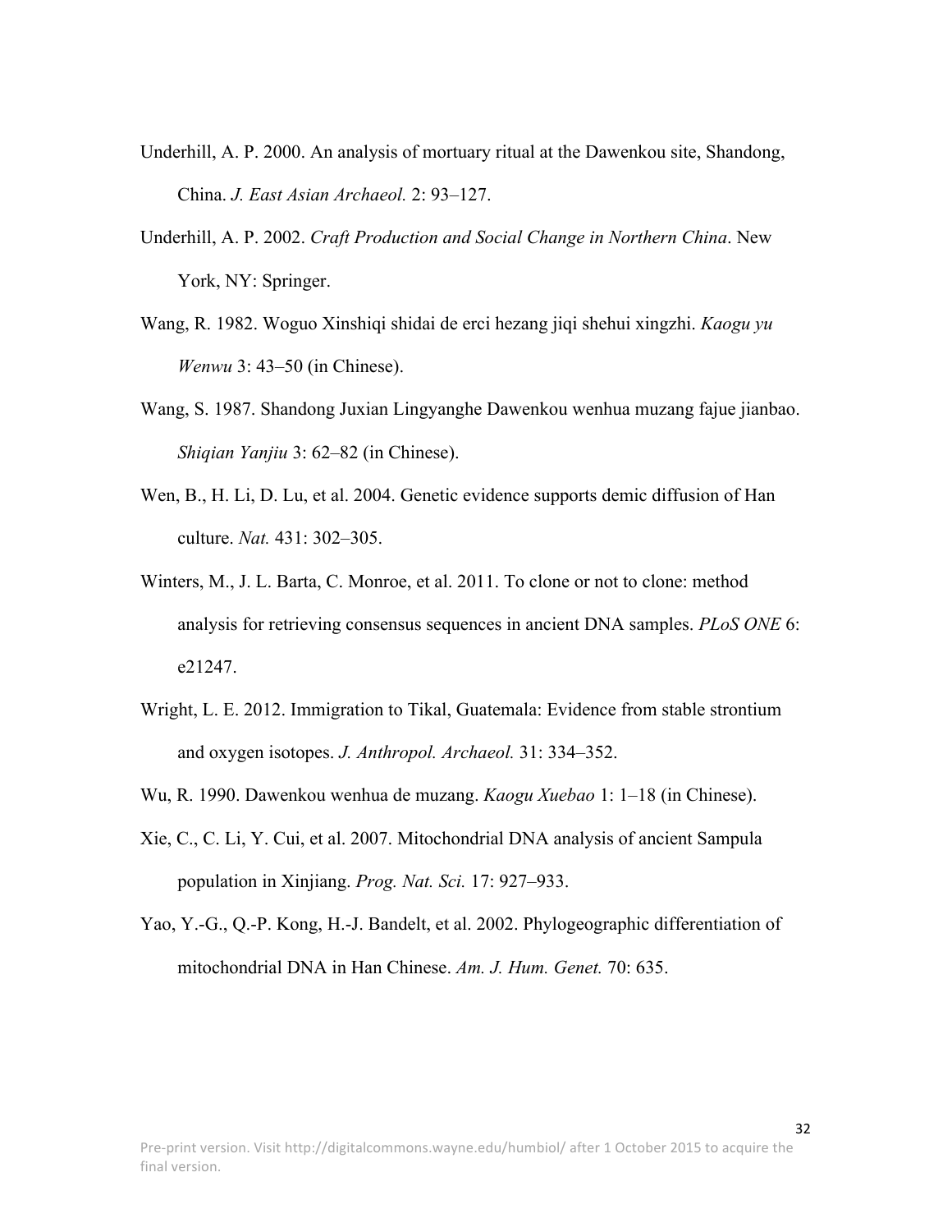Underhill, A. P. 2000. An analysis of mortuary ritual at the Dawenkou site, Shandong, China. *J. East Asian Archaeol.* 2: 93–127.

Underhill, A. P. 2002. *Craft Production and Social Change in Northern China*. New York, NY: Springer.

Wang, R. 1982. Woguo Xinshiqi shidai de erci hezang jiqi shehui xingzhi. *Kaogu yu Wenwu* 3: 43–50 (in Chinese).

Wang, S. 1987. Shandong Juxian Lingyanghe Dawenkou wenhua muzang fajue jianbao. *Shiqian Yanjiu* 3: 62–82 (in Chinese).

Wen, B., H. Li, D. Lu, et al. 2004. Genetic evidence supports demic diffusion of Han culture. *Nat.* 431: 302–305.

Winters, M., J. L. Barta, C. Monroe, et al. 2011. To clone or not to clone: method analysis for retrieving consensus sequences in ancient DNA samples. *PLoS ONE* 6: e21247.

Wright, L. E. 2012. Immigration to Tikal, Guatemala: Evidence from stable strontium and oxygen isotopes. *J. Anthropol. Archaeol.* 31: 334–352.

Wu, R. 1990. Dawenkou wenhua de muzang. *Kaogu Xuebao* 1: 1–18 (in Chinese).

Xie, C., C. Li, Y. Cui, et al. 2007. Mitochondrial DNA analysis of ancient Sampula population in Xinjiang. *Prog. Nat. Sci.* 17: 927–933.

Yao, Y.-G., Q.-P. Kong, H.-J. Bandelt, et al. 2002. Phylogeographic differentiation of mitochondrial DNA in Han Chinese. *Am. J. Hum. Genet.* 70: 635.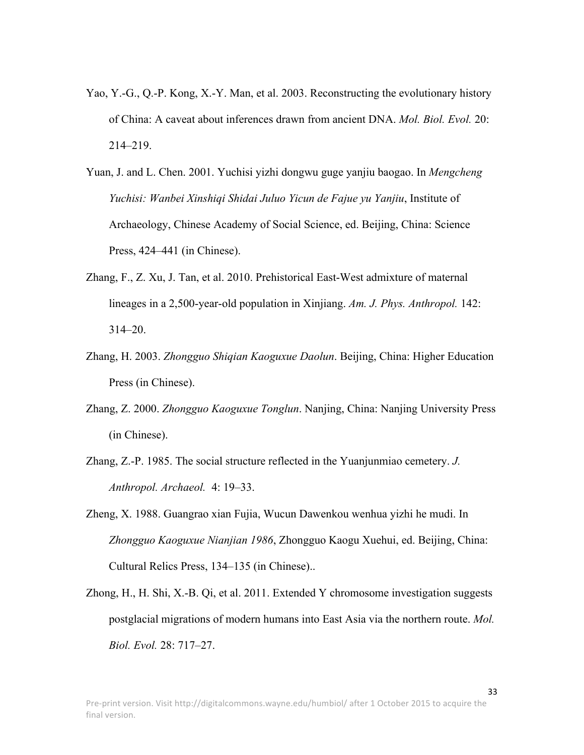Yao, Y.-G., Q.-P. Kong, X.-Y. Man, et al. 2003. Reconstructing the evolutionary history of China: A caveat about inferences drawn from ancient DNA. *Mol. Biol. Evol.* 20: 214–219.

Yuan, J. and L. Chen. 2001. Yuchisi yizhi dongwu guge yanjiu baogao. In *Mengcheng Yuchisi: Wanbei Xinshiqi Shidai Juluo Yicun de Fajue yu Yanjiu*, Institute of Archaeology, Chinese Academy of Social Science, ed. Beijing, China: Science Press, 424–441 (in Chinese).

Zhang, F., Z. Xu, J. Tan, et al. 2010. Prehistorical East-West admixture of maternal lineages in a 2,500-year-old population in Xinjiang. *Am. J. Phys. Anthropol.* 142: 314–20.

Zhang, H. 2003. *Zhongguo Shiqian Kaoguxue Daolun*. Beijing, China: Higher Education Press (in Chinese).

Zhang, Z. 2000. *Zhongguo Kaoguxue Tonglun*. Nanjing, China: Nanjing University Press (in Chinese).

Zhang, Z.-P. 1985. The social structure reflected in the Yuanjunmiao cemetery. *J. Anthropol. Archaeol.* 4: 19–33.

Zheng, X. 1988. Guangrao xian Fujia, Wucun Dawenkou wenhua yizhi he mudi. In *Zhongguo Kaoguxue Nianjian 1986*, Zhongguo Kaogu Xuehui, ed. Beijing, China: Cultural Relics Press, 134–135 (in Chinese)..

Zhong, H., H. Shi, X.-B. Qi, et al. 2011. Extended Y chromosome investigation suggests postglacial migrations of modern humans into East Asia via the northern route. *Mol. Biol. Evol.* 28: 717–27.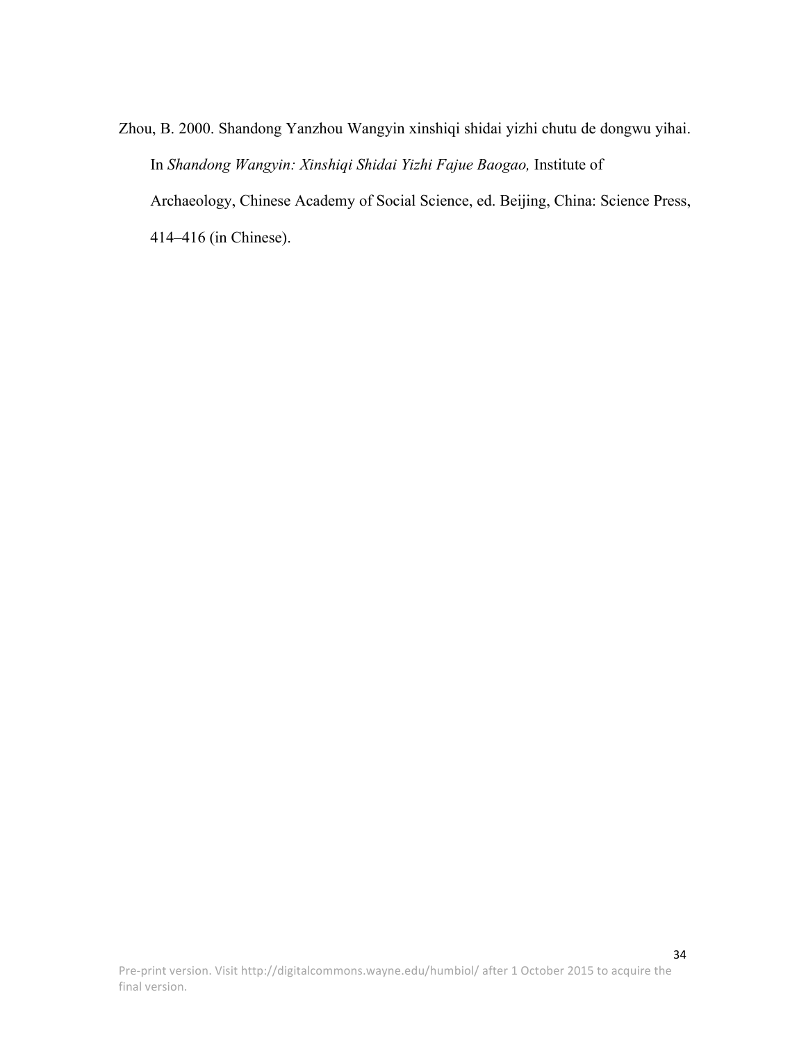Zhou, B. 2000. Shandong Yanzhou Wangyin xinshiqi shidai yizhi chutu de dongwu yihai. In *Shandong Wangyin: Xinshiqi Shidai Yizhi Fajue Baogao,* Institute of Archaeology, Chinese Academy of Social Science, ed. Beijing, China: Science Press, 414–416 (in Chinese).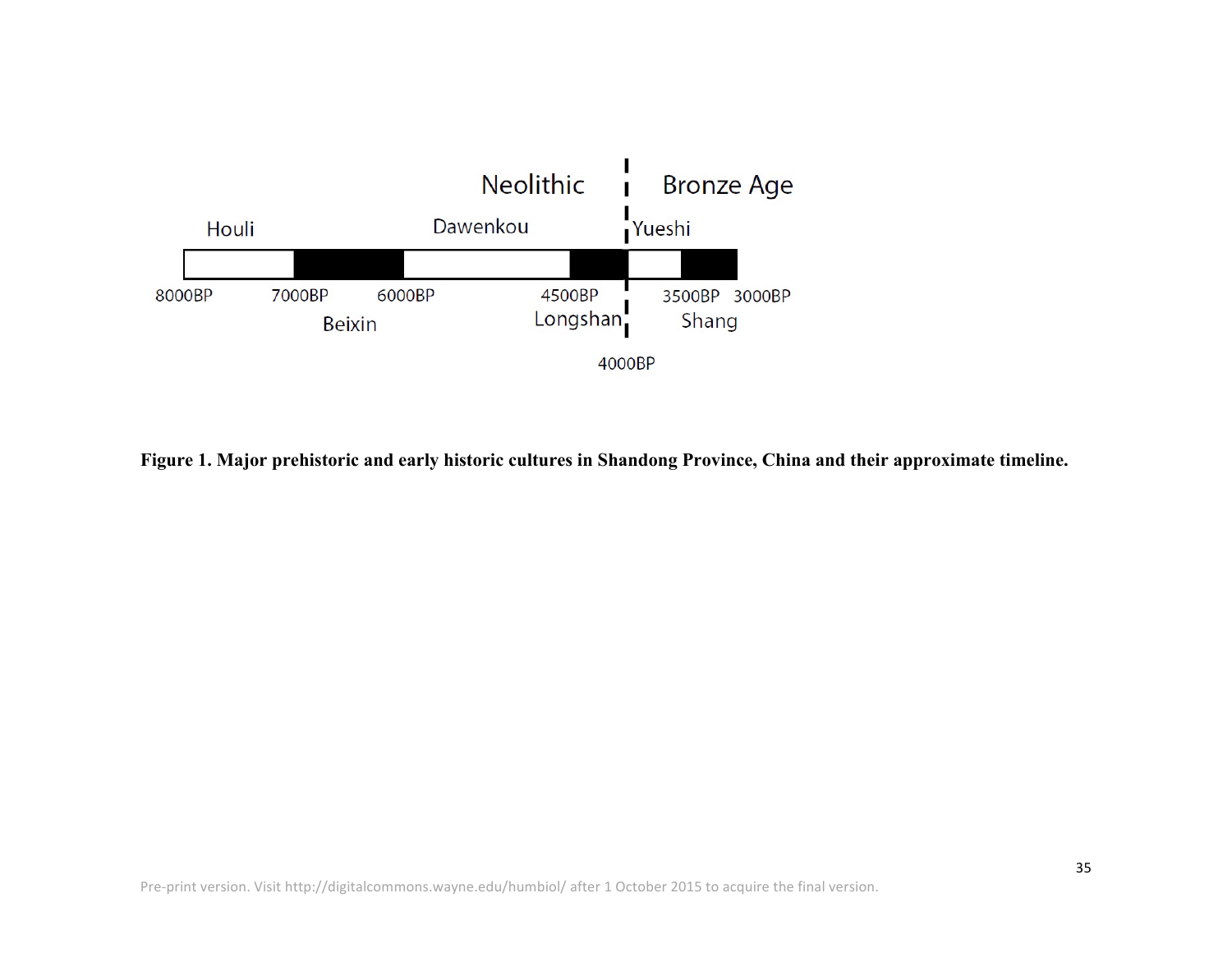Neolithic | Bronze Age

Houli — Dawenkou — Yueshi

8000BP — 7000BP — 6000BP — 4500BP — 3500BP — 3000BP

Beixin — Longshan — Shang

4000BP

**Figure 1. Major prehistoric and early historic cultures in Shandong Province, China and their approximate timeline.**

Pre-print version. Visit http://digitalcommons.wayne.edu/humbiol/ after 1 October 2015 to acquire the final version.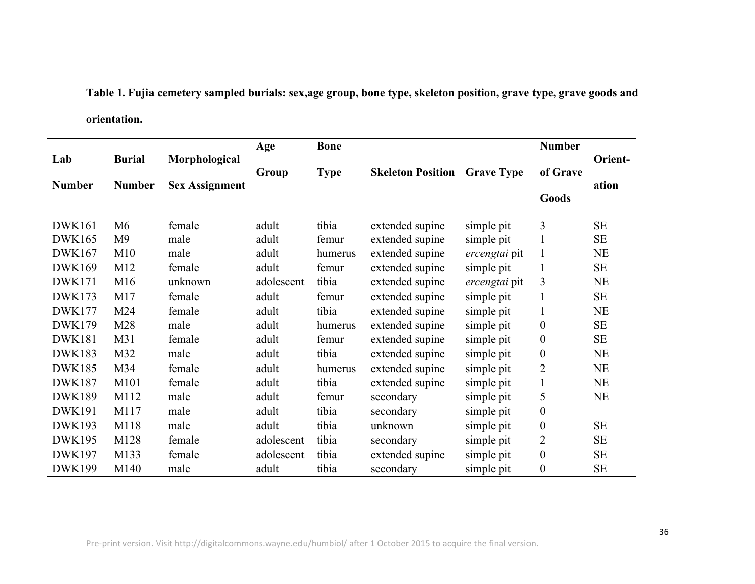**Table 1. Fujia cemetery sampled burials: sex,age group, bone type, skeleton position, grave type, grave goods and orientation.**

| Lab Number | Burial Number | Morphological Sex Assignment | Age Group | Bone Type | Skeleton Position | Grave Type | Number of Grave Goods | Orient-ation |
|---|---|---|---|---|---|---|---|---|
| DWK161 | M6 | female | adult | tibia | extended supine | simple pit | 3 | SE |
| DWK165 | M9 | male | adult | femur | extended supine | simple pit | 1 | SE |
| DWK167 | M10 | male | adult | humerus | extended supine | *ercengtai* pit | 1 | NE |
| DWK169 | M12 | female | adult | femur | extended supine | simple pit | 1 | SE |
| DWK171 | M16 | unknown | adolescent | tibia | extended supine | *ercengtai* pit | 3 | NE |
| DWK173 | M17 | female | adult | femur | extended supine | simple pit | 1 | SE |
| DWK177 | M24 | female | adult | tibia | extended supine | simple pit | 1 | NE |
| DWK179 | M28 | male | adult | humerus | extended supine | simple pit | 0 | SE |
| DWK181 | M31 | female | adult | femur | extended supine | simple pit | 0 | SE |
| DWK183 | M32 | male | adult | tibia | extended supine | simple pit | 0 | NE |
| DWK185 | M34 | female | adult | humerus | extended supine | simple pit | 2 | NE |
| DWK187 | M101 | female | adult | tibia | extended supine | simple pit | 1 | NE |
| DWK189 | M112 | male | adult | femur | secondary | simple pit | 5 | NE |
| DWK191 | M117 | male | adult | tibia | secondary | simple pit | 0 | |
| DWK193 | M118 | male | adult | tibia | unknown | simple pit | 0 | SE |
| DWK195 | M128 | female | adolescent | tibia | secondary | simple pit | 2 | SE |
| DWK197 | M133 | female | adolescent | tibia | extended supine | simple pit | 0 | SE |
| DWK199 | M140 | male | adult | tibia | secondary | simple pit | 0 | SE |

Pre-print version. Visit http://digitalcommons.wayne.edu/humbiol/ after 1 October 2015 to acquire the final version.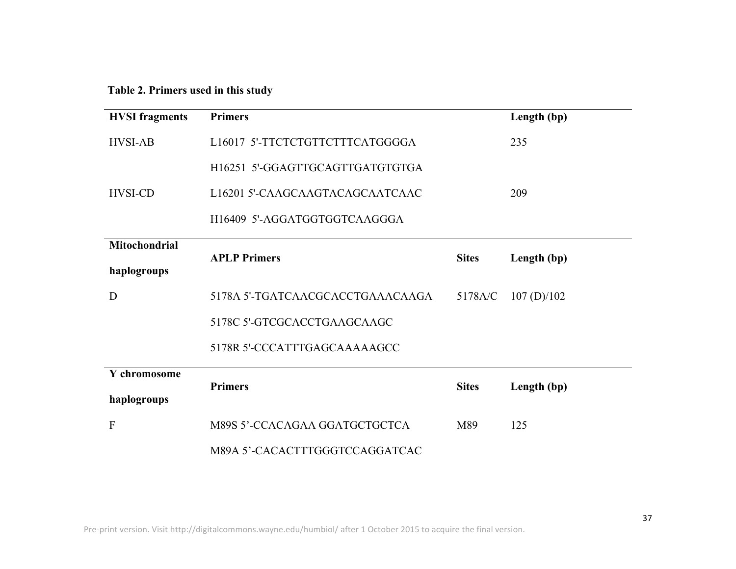**Table 2. Primers used in this study**

| HVSI fragments | Primers | | Length (bp) |
|---|---|---|---|
| HVSI-AB | L16017 5'-TTCTCTGTTCTTTCATGGGGA | | 235 |
| | H16251 5'-GGAGTTGCAGTTGATGTGTGA | | |
| HVSI-CD | L16201 5'-CAAGCAAGTACAGCAATCAAC | | 209 |
| | H16409 5'-AGGATGGTGGTCAAGGGA | | |
| **Mitochondrial haplogroups** | **APLP Primers** | **Sites** | **Length (bp)** |
| D | 5178A 5'-TGATCAACGCACCTGAAACAAGA | 5178A/C | 107 (D)/102 |
| | 5178C 5'-GTCGCACCTGAAGCAAGC | | |
| | 5178R 5'-CCCATTTGAGCAAAAAGCC | | |
| **Y chromosome haplogroups** | **Primers** | **Sites** | **Length (bp)** |
| F | M89S 5'-CCACAGAA GGATGCTGCTCA | M89 | 125 |
| | M89A 5'-CACACTTTGGGTCCAGGATCAC | | |

Pre-print version. Visit http://digitalcommons.wayne.edu/humbiol/ after 1 October 2015 to acquire the final version.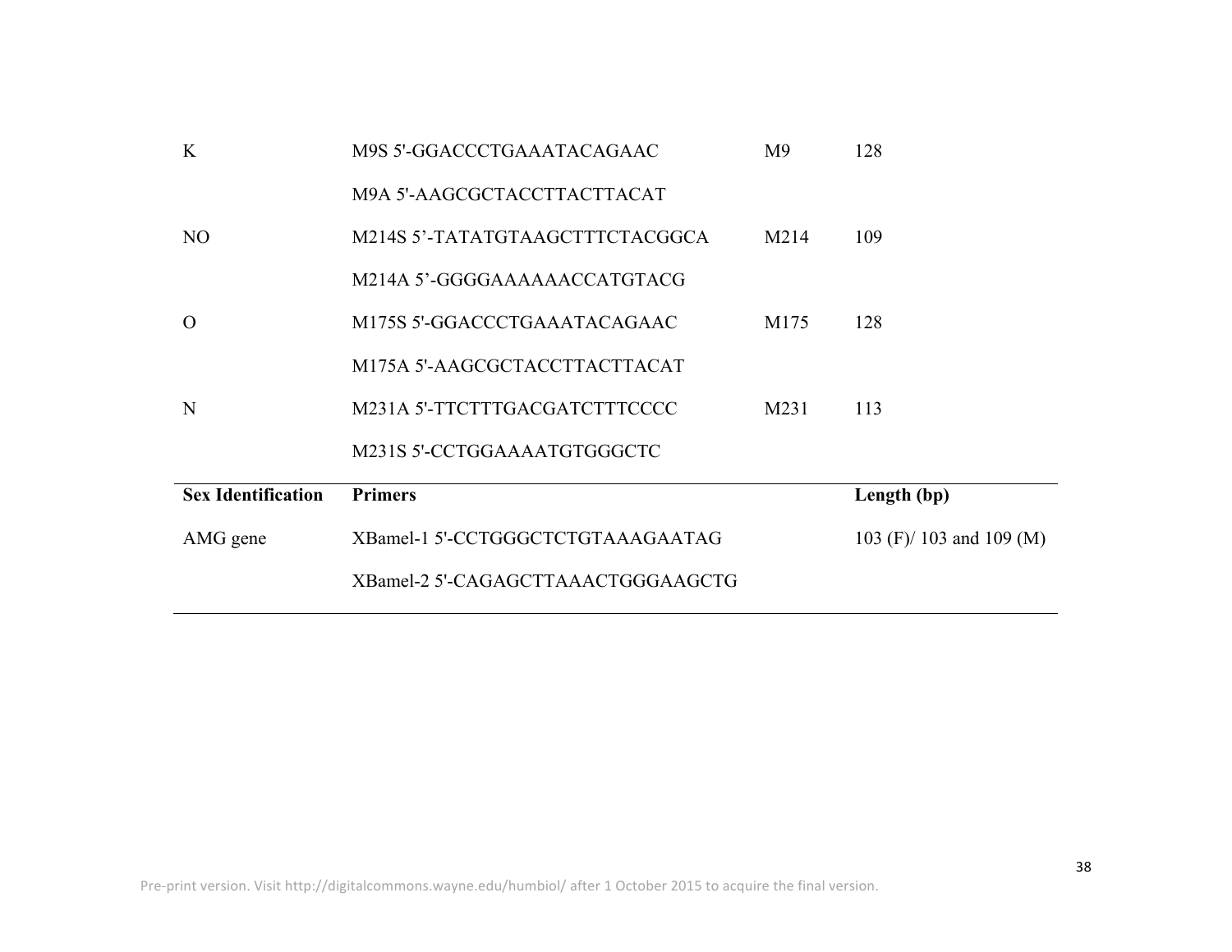| | | | |
|---|---|---|---|
| K | M9S 5'-GGACCCTGAAATACAGAAC | M9 | 128 |
| | M9A 5'-AAGCGCTACCTTACTTACAT | | |
| NO | M214S 5'-TATATGTAAGCTTTCTACGGCA | M214 | 109 |
| | M214A 5'-GGGGAAAAAACCATGTACG | | |
| O | M175S 5'-GGACCCTGAAATACAGAAC | M175 | 128 |
| | M175A 5'-AAGCGCTACCTTACTTACAT | | |
| N | M231A 5'-TTCTTTGACGATCTTTCCCC | M231 | 113 |
| | M231S 5'-CCTGGAAAATGTGGGCTC | | |
| **Sex Identification** | **Primers** | | **Length (bp)** |
| AMG gene | XBamel-1 5'-CCTGGGCTCTGTAAAGAATAG | | 103 (F)/ 103 and 109 (M) |
| | XBamel-2 5'-CAGAGCTTAAACTGGGAAGCTG | | |

Pre-print version. Visit http://digitalcommons.wayne.edu/humbiol/ after 1 October 2015 to acquire the final version.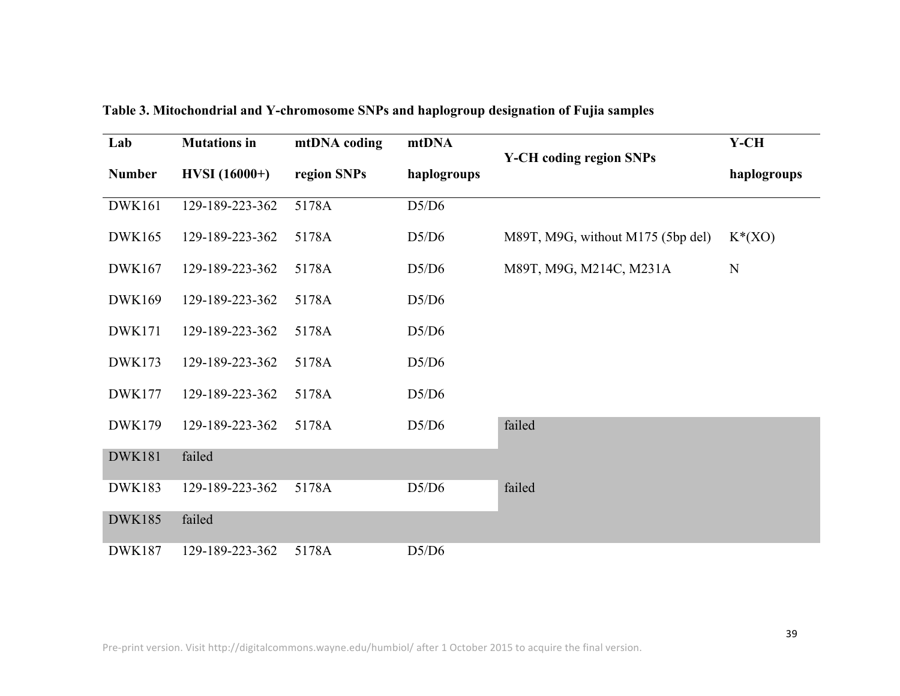**Table 3. Mitochondrial and Y-chromosome SNPs and haplogroup designation of Fujia samples**

| Lab Number | Mutations in HVSI (16000+) | mtDNA coding region SNPs | mtDNA haplogroups | Y-CH coding region SNPs | Y-CH haplogroups |
|---|---|---|---|---|---|
| DWK161 | 129-189-223-362 | 5178A | D5/D6 | | |
| DWK165 | 129-189-223-362 | 5178A | D5/D6 | M89T, M9G, without M175 (5bp del) | K*(XO) |
| DWK167 | 129-189-223-362 | 5178A | D5/D6 | M89T, M9G, M214C, M231A | N |
| DWK169 | 129-189-223-362 | 5178A | D5/D6 | | |
| DWK171 | 129-189-223-362 | 5178A | D5/D6 | | |
| DWK173 | 129-189-223-362 | 5178A | D5/D6 | | |
| DWK177 | 129-189-223-362 | 5178A | D5/D6 | | |
| DWK179 | 129-189-223-362 | 5178A | D5/D6 | failed | |
| DWK181 | failed | | | | |
| DWK183 | 129-189-223-362 | 5178A | D5/D6 | failed | |
| DWK185 | failed | | | | |
| DWK187 | 129-189-223-362 | 5178A | D5/D6 | | |

Pre-print version. Visit http://digitalcommons.wayne.edu/humbiol/ after 1 October 2015 to acquire the final version.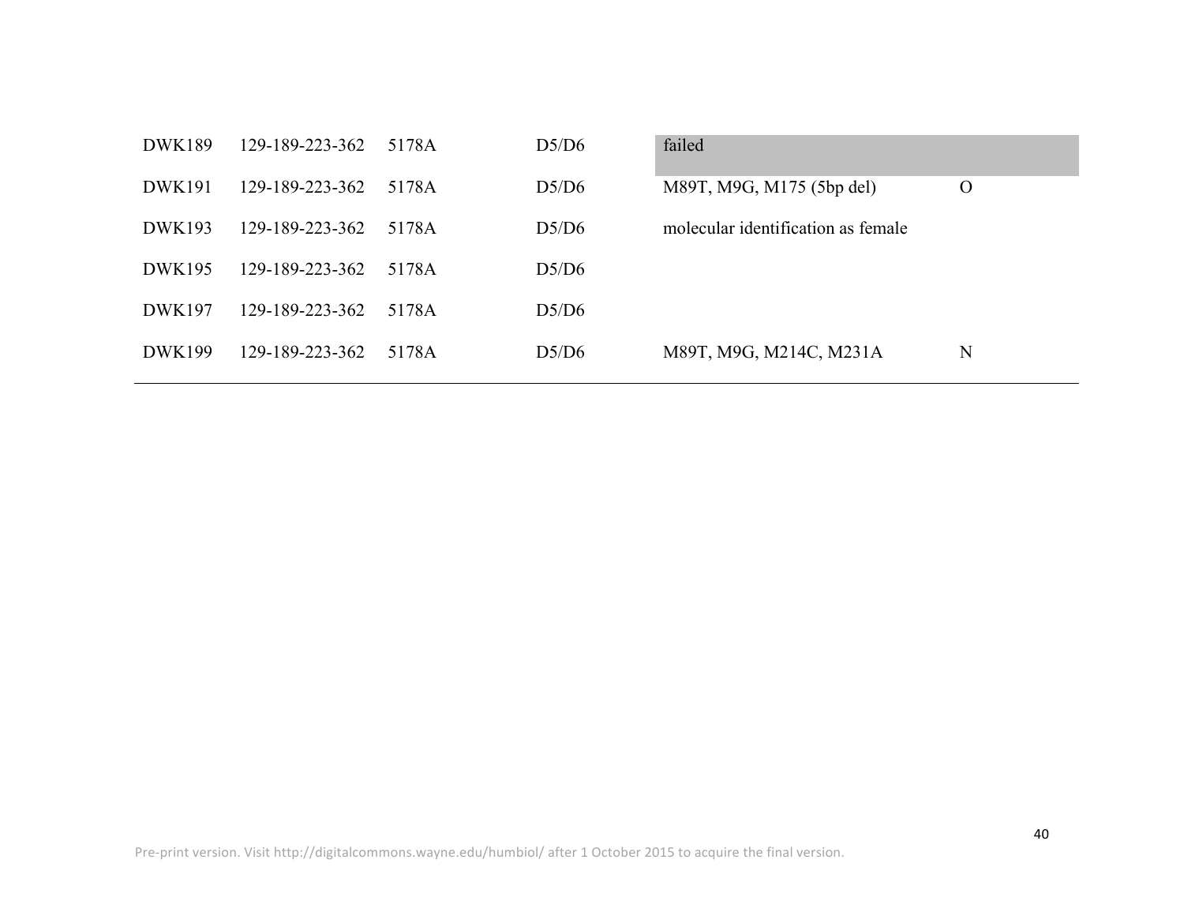| | | | | | |
|---|---|---|---|---|---|
| DWK189 | 129-189-223-362 | 5178A | D5/D6 | failed | |
| DWK191 | 129-189-223-362 | 5178A | D5/D6 | M89T, M9G, M175 (5bp del) | O |
| DWK193 | 129-189-223-362 | 5178A | D5/D6 | molecular identification as female | |
| DWK195 | 129-189-223-362 | 5178A | D5/D6 | | |
| DWK197 | 129-189-223-362 | 5178A | D5/D6 | | |
| DWK199 | 129-189-223-362 | 5178A | D5/D6 | M89T, M9G, M214C, M231A | N |

Pre-print version. Visit http://digitalcommons.wayne.edu/humbiol/ after 1 October 2015 to acquire the final version.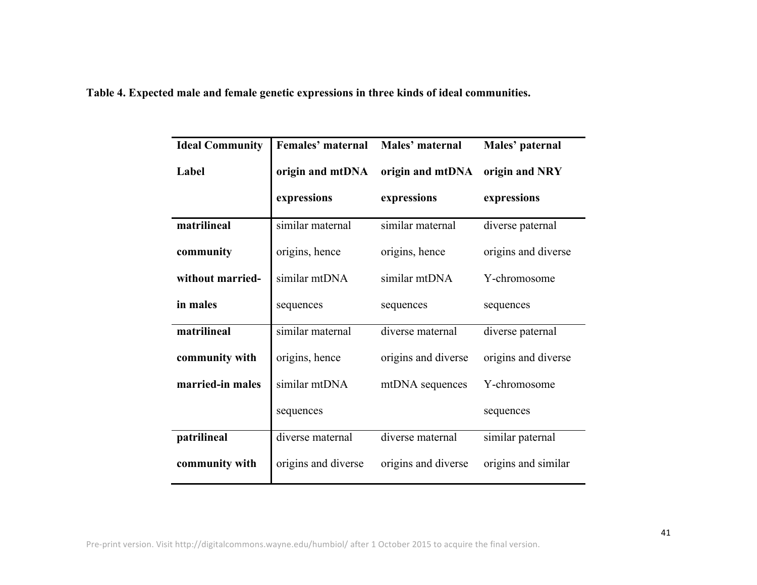**Table 4. Expected male and female genetic expressions in three kinds of ideal communities.**

| Ideal Community Label | Females' maternal origin and mtDNA expressions | Males' maternal origin and mtDNA expressions | Males' paternal origin and NRY expressions |
|---|---|---|---|
| **matrilineal community without married-in males** | similar maternal origins, hence similar mtDNA sequences | similar maternal origins, hence similar mtDNA sequences | diverse paternal origins and diverse Y-chromosome sequences |
| **matrilineal community with married-in males** | similar maternal origins, hence similar mtDNA sequences | diverse maternal origins and diverse mtDNA sequences | diverse paternal origins and diverse Y-chromosome sequences |
| **patrilineal community with** | diverse maternal origins and diverse | diverse maternal origins and diverse | similar paternal origins and similar |

Pre-print version. Visit http://digitalcommons.wayne.edu/humbiol/ after 1 October 2015 to acquire the final version.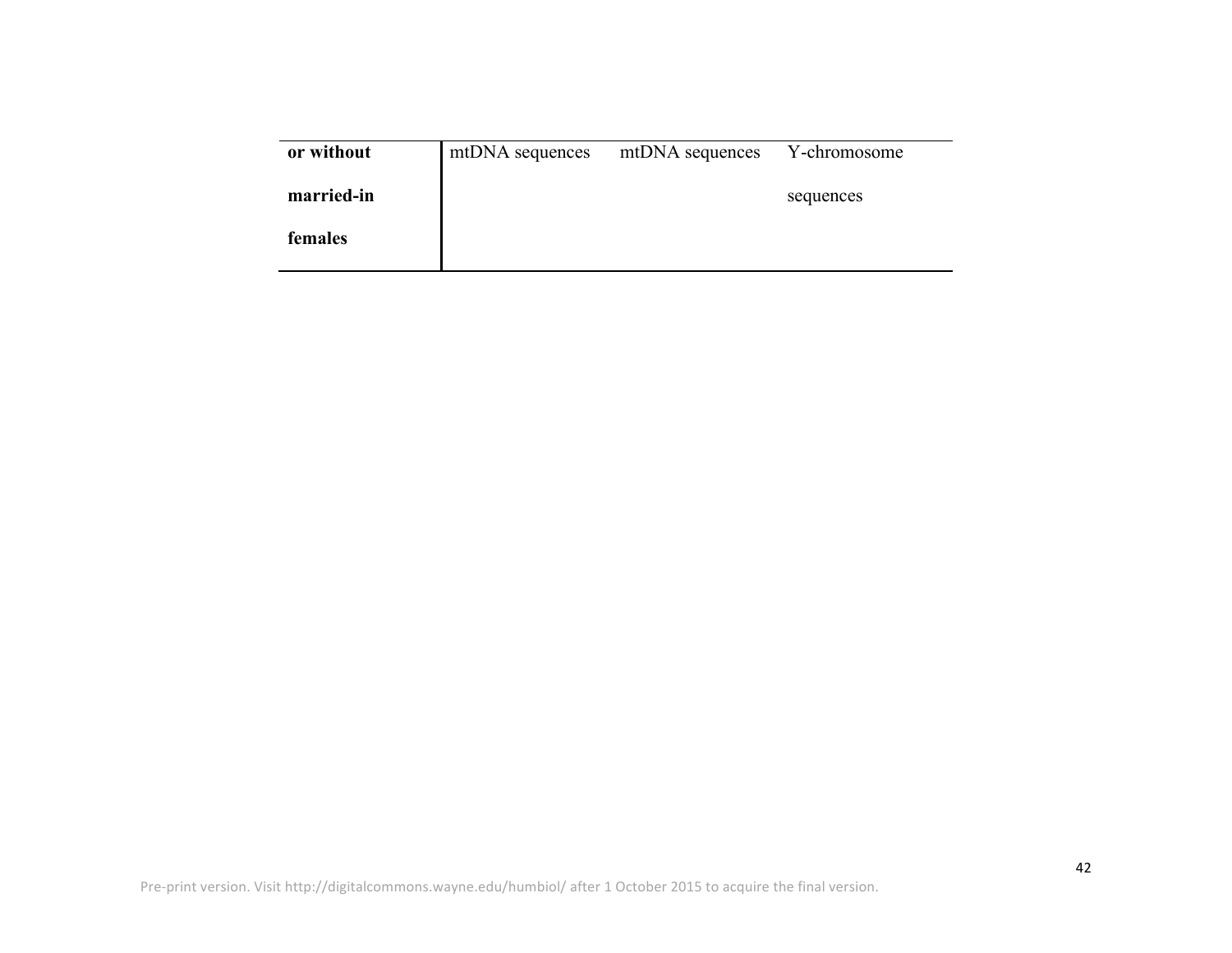| | | | |
|---|---|---|---|
| **or without married-in females** | mtDNA sequences | mtDNA sequences | Y-chromosome sequences |

Pre-print version. Visit http://digitalcommons.wayne.edu/humbiol/ after 1 October 2015 to acquire the final version.